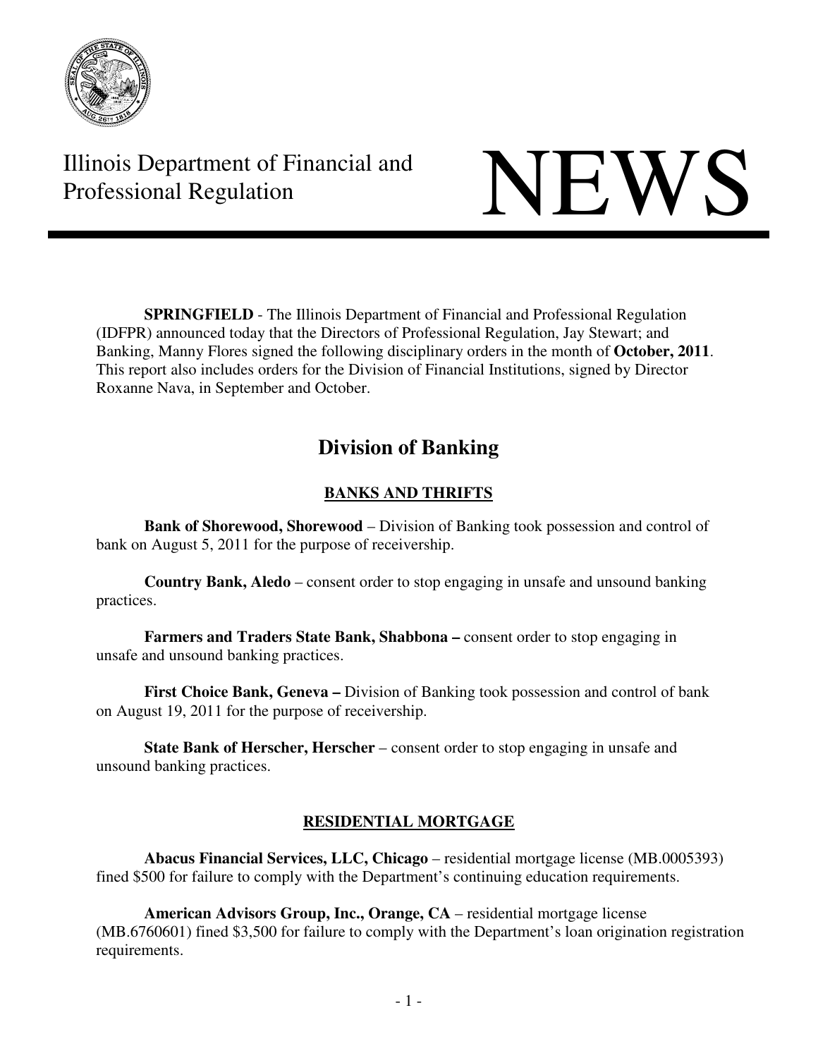# Illinois Department of Financial and Professional Regulation

# NEWS

**SPRINGFIELD** - The Illinois Department of Financial and Professional Regulation (IDFPR) announced today that the Directors of Professional Regulation, Jay Stewart; and Banking, Manny Flores signed the following disciplinary orders in the month of **October, 2011**. This report also includes orders for the Division of Financial Institutions, signed by Director Roxanne Nava, in September and October.

## Division of Banking

### BANKS AND THRIFTS

**Bank of Shorewood, Shorewood** – Division of Banking took possession and control of bank on August 5, 2011 for the purpose of receivership.

**Country Bank, Aledo** – consent order to stop engaging in unsafe and unsound banking practices.

**Farmers and Traders State Bank, Shabbona –** consent order to stop engaging in unsafe and unsound banking practices.

**First Choice Bank, Geneva –** Division of Banking took possession and control of bank on August 19, 2011 for the purpose of receivership.

**State Bank of Herscher, Herscher** – consent order to stop engaging in unsafe and unsound banking practices.

### RESIDENTIAL MORTGAGE

**Abacus Financial Services, LLC, Chicago** – residential mortgage license (MB.0005393) fined $500 for failure to comply with the Department's continuing education requirements.

**American Advisors Group, Inc., Orange, CA** – residential mortgage license (MB.6760601) fined $3,500 for failure to comply with the Department's loan origination registration requirements.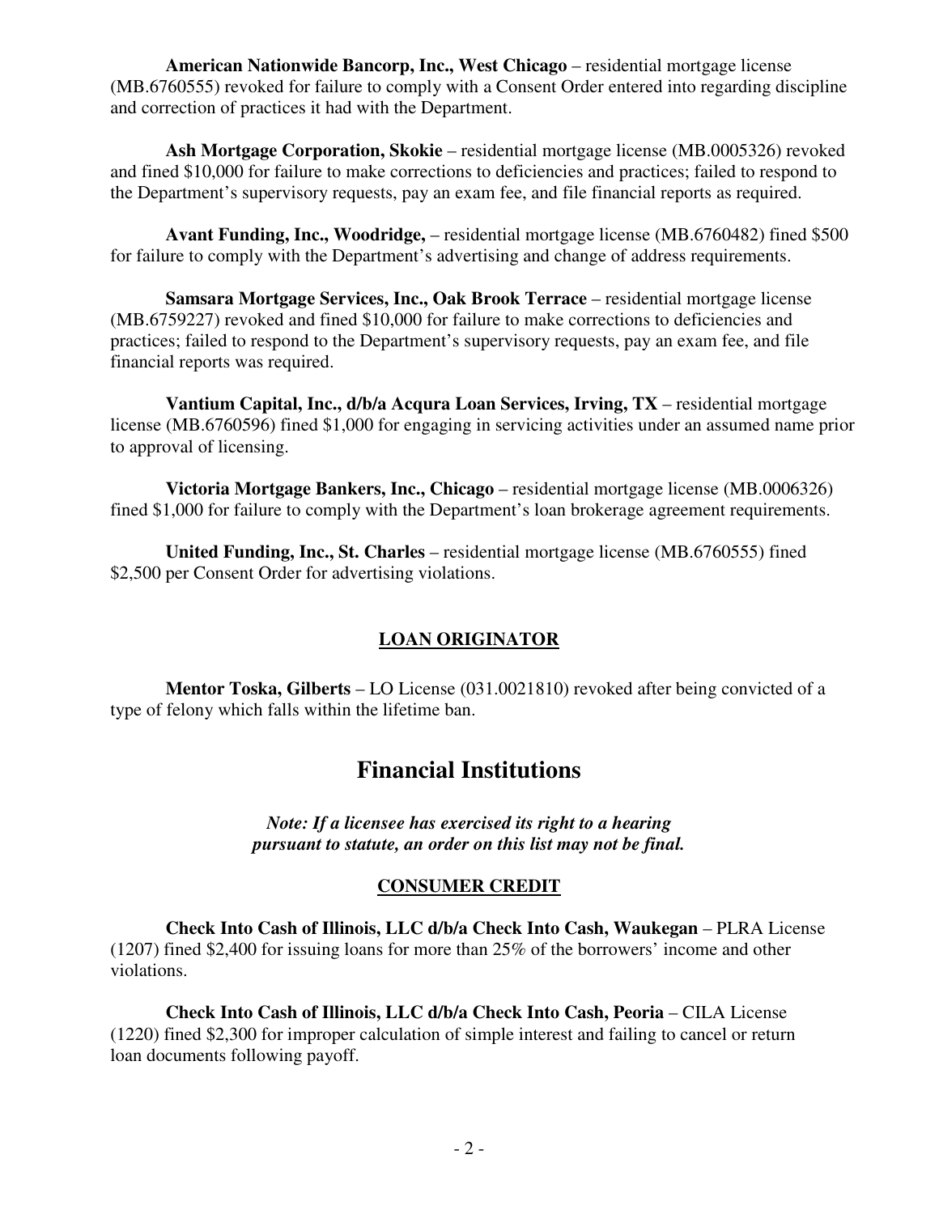**American Nationwide Bancorp, Inc., West Chicago** – residential mortgage license (MB.6760555) revoked for failure to comply with a Consent Order entered into regarding discipline and correction of practices it had with the Department.

**Ash Mortgage Corporation, Skokie** – residential mortgage license (MB.0005326) revoked and fined $10,000 for failure to make corrections to deficiencies and practices; failed to respond to the Department's supervisory requests, pay an exam fee, and file financial reports as required.

**Avant Funding, Inc., Woodridge,** – residential mortgage license (MB.6760482) fined $500 for failure to comply with the Department's advertising and change of address requirements.

**Samsara Mortgage Services, Inc., Oak Brook Terrace** – residential mortgage license (MB.6759227) revoked and fined $10,000 for failure to make corrections to deficiencies and practices; failed to respond to the Department's supervisory requests, pay an exam fee, and file financial reports was required.

**Vantium Capital, Inc., d/b/a Acqura Loan Services, Irving, TX** – residential mortgage license (MB.6760596) fined $1,000 for engaging in servicing activities under an assumed name prior to approval of licensing.

**Victoria Mortgage Bankers, Inc., Chicago** – residential mortgage license (MB.0006326) fined $1,000 for failure to comply with the Department's loan brokerage agreement requirements.

**United Funding, Inc., St. Charles** – residential mortgage license (MB.6760555) fined $2,500 per Consent Order for advertising violations.

### LOAN ORIGINATOR

**Mentor Toska, Gilberts** – LO License (031.0021810) revoked after being convicted of a type of felony which falls within the lifetime ban.

## Financial Institutions

***Note: If a licensee has exercised its right to a hearing pursuant to statute, an order on this list may not be final.***

### CONSUMER CREDIT

**Check Into Cash of Illinois, LLC d/b/a Check Into Cash, Waukegan** – PLRA License (1207) fined $2,400 for issuing loans for more than 25% of the borrowers' income and other violations.

**Check Into Cash of Illinois, LLC d/b/a Check Into Cash, Peoria** – CILA License (1220) fined $2,300 for improper calculation of simple interest and failing to cancel or return loan documents following payoff.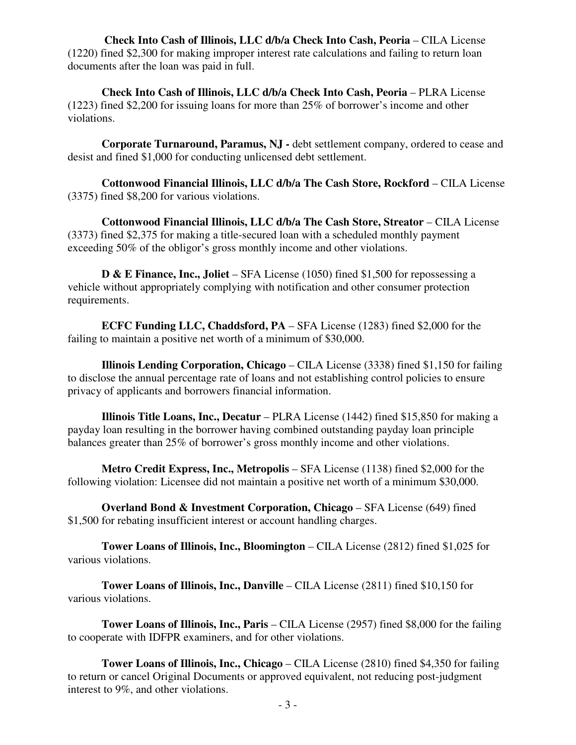**Check Into Cash of Illinois, LLC d/b/a Check Into Cash, Peoria** – CILA License (1220) fined $2,300 for making improper interest rate calculations and failing to return loan documents after the loan was paid in full.

**Check Into Cash of Illinois, LLC d/b/a Check Into Cash, Peoria** – PLRA License (1223) fined $2,200 for issuing loans for more than 25% of borrower's income and other violations.

**Corporate Turnaround, Paramus, NJ -** debt settlement company, ordered to cease and desist and fined $1,000 for conducting unlicensed debt settlement.

**Cottonwood Financial Illinois, LLC d/b/a The Cash Store, Rockford** – CILA License (3375) fined $8,200 for various violations.

**Cottonwood Financial Illinois, LLC d/b/a The Cash Store, Streator** – CILA License (3373) fined $2,375 for making a title-secured loan with a scheduled monthly payment exceeding 50% of the obligor's gross monthly income and other violations.

**D & E Finance, Inc., Joliet** – SFA License (1050) fined $1,500 for repossessing a vehicle without appropriately complying with notification and other consumer protection requirements.

**ECFC Funding LLC, Chaddsford, PA** – SFA License (1283) fined $2,000 for the failing to maintain a positive net worth of a minimum of $30,000.

**Illinois Lending Corporation, Chicago** – CILA License (3338) fined $1,150 for failing to disclose the annual percentage rate of loans and not establishing control policies to ensure privacy of applicants and borrowers financial information.

**Illinois Title Loans, Inc., Decatur** – PLRA License (1442) fined $15,850 for making a payday loan resulting in the borrower having combined outstanding payday loan principle balances greater than 25% of borrower's gross monthly income and other violations.

**Metro Credit Express, Inc., Metropolis** – SFA License (1138) fined $2,000 for the following violation: Licensee did not maintain a positive net worth of a minimum $30,000.

**Overland Bond & Investment Corporation, Chicago** – SFA License (649) fined $1,500 for rebating insufficient interest or account handling charges.

**Tower Loans of Illinois, Inc., Bloomington** – CILA License (2812) fined $1,025 for various violations.

**Tower Loans of Illinois, Inc., Danville** – CILA License (2811) fined $10,150 for various violations.

**Tower Loans of Illinois, Inc., Paris** – CILA License (2957) fined $8,000 for the failing to cooperate with IDFPR examiners, and for other violations.

**Tower Loans of Illinois, Inc., Chicago** – CILA License (2810) fined $4,350 for failing to return or cancel Original Documents or approved equivalent, not reducing post-judgment interest to 9%, and other violations.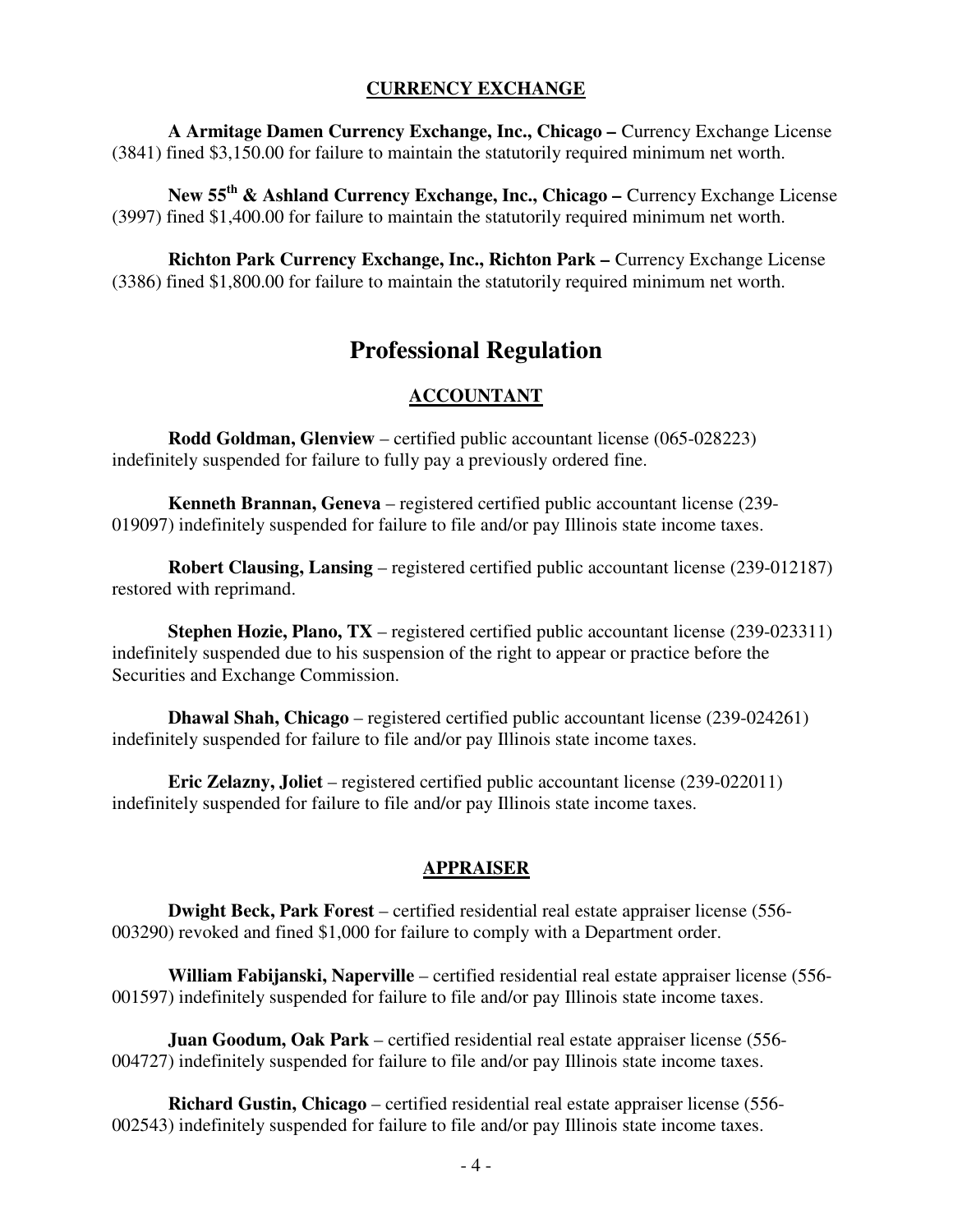## CURRENCY EXCHANGE

**A Armitage Damen Currency Exchange, Inc., Chicago –** Currency Exchange License (3841) fined $3,150.00 for failure to maintain the statutorily required minimum net worth.

**New 55th & Ashland Currency Exchange, Inc., Chicago –** Currency Exchange License (3997) fined $1,400.00 for failure to maintain the statutorily required minimum net worth.

**Richton Park Currency Exchange, Inc., Richton Park –** Currency Exchange License (3386) fined $1,800.00 for failure to maintain the statutorily required minimum net worth.

# Professional Regulation

## ACCOUNTANT

**Rodd Goldman, Glenview** – certified public accountant license (065-028223) indefinitely suspended for failure to fully pay a previously ordered fine.

**Kenneth Brannan, Geneva** – registered certified public accountant license (239-019097) indefinitely suspended for failure to file and/or pay Illinois state income taxes.

**Robert Clausing, Lansing** – registered certified public accountant license (239-012187) restored with reprimand.

**Stephen Hozie, Plano, TX** – registered certified public accountant license (239-023311) indefinitely suspended due to his suspension of the right to appear or practice before the Securities and Exchange Commission.

**Dhawal Shah, Chicago** – registered certified public accountant license (239-024261) indefinitely suspended for failure to file and/or pay Illinois state income taxes.

**Eric Zelazny, Joliet** – registered certified public accountant license (239-022011) indefinitely suspended for failure to file and/or pay Illinois state income taxes.

## APPRAISER

**Dwight Beck, Park Forest** – certified residential real estate appraiser license (556-003290) revoked and fined $1,000 for failure to comply with a Department order.

**William Fabijanski, Naperville** – certified residential real estate appraiser license (556-001597) indefinitely suspended for failure to file and/or pay Illinois state income taxes.

**Juan Goodum, Oak Park** – certified residential real estate appraiser license (556-004727) indefinitely suspended for failure to file and/or pay Illinois state income taxes.

**Richard Gustin, Chicago** – certified residential real estate appraiser license (556-002543) indefinitely suspended for failure to file and/or pay Illinois state income taxes.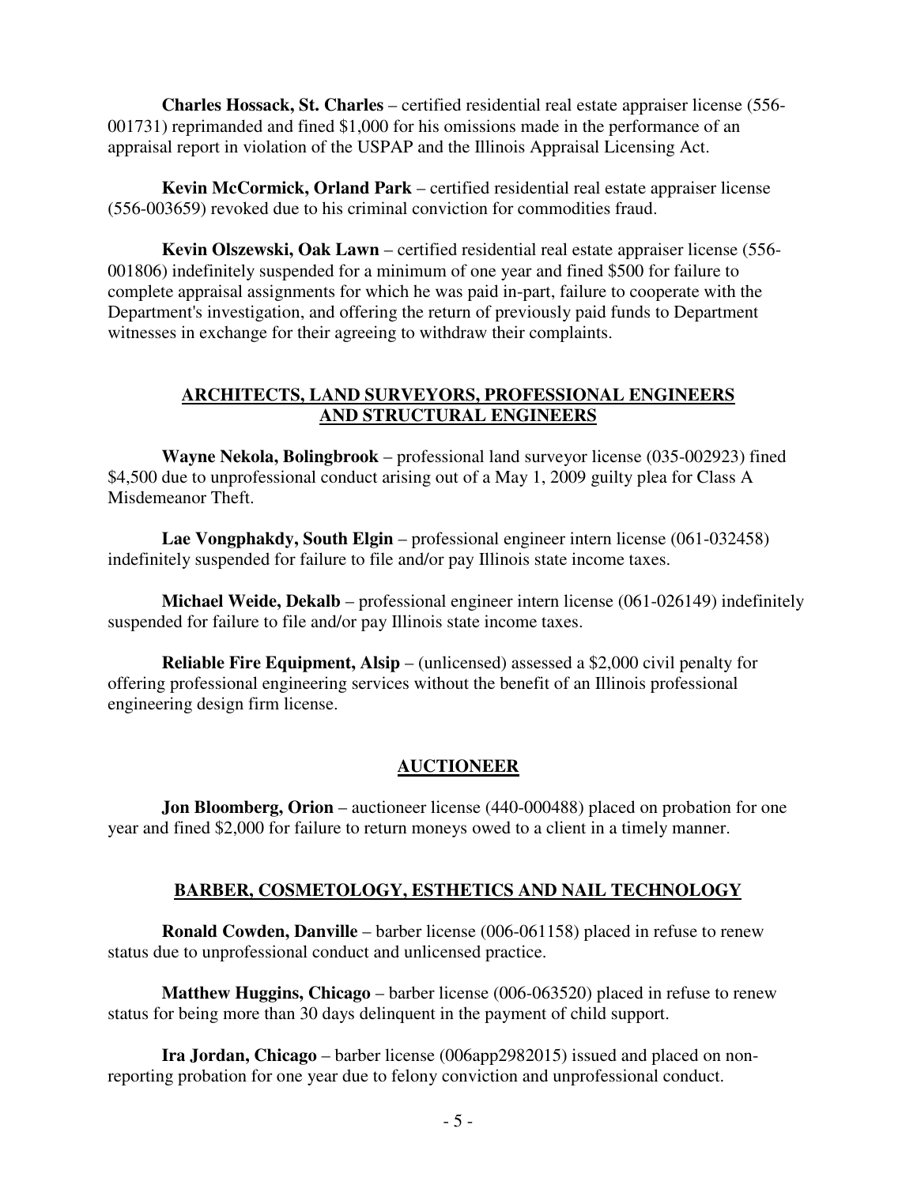**Charles Hossack, St. Charles** – certified residential real estate appraiser license (556-001731) reprimanded and fined $1,000 for his omissions made in the performance of an appraisal report in violation of the USPAP and the Illinois Appraisal Licensing Act.

**Kevin McCormick, Orland Park** – certified residential real estate appraiser license (556-003659) revoked due to his criminal conviction for commodities fraud.

**Kevin Olszewski, Oak Lawn** – certified residential real estate appraiser license (556-001806) indefinitely suspended for a minimum of one year and fined $500 for failure to complete appraisal assignments for which he was paid in-part, failure to cooperate with the Department's investigation, and offering the return of previously paid funds to Department witnesses in exchange for their agreeing to withdraw their complaints.

## ARCHITECTS, LAND SURVEYORS, PROFESSIONAL ENGINEERS AND STRUCTURAL ENGINEERS

**Wayne Nekola, Bolingbrook** – professional land surveyor license (035-002923) fined $4,500 due to unprofessional conduct arising out of a May 1, 2009 guilty plea for Class A Misdemeanor Theft.

**Lae Vongphakdy, South Elgin** – professional engineer intern license (061-032458) indefinitely suspended for failure to file and/or pay Illinois state income taxes.

**Michael Weide, Dekalb** – professional engineer intern license (061-026149) indefinitely suspended for failure to file and/or pay Illinois state income taxes.

**Reliable Fire Equipment, Alsip** – (unlicensed) assessed a $2,000 civil penalty for offering professional engineering services without the benefit of an Illinois professional engineering design firm license.

## AUCTIONEER

**Jon Bloomberg, Orion** – auctioneer license (440-000488) placed on probation for one year and fined $2,000 for failure to return moneys owed to a client in a timely manner.

## BARBER, COSMETOLOGY, ESTHETICS AND NAIL TECHNOLOGY

**Ronald Cowden, Danville** – barber license (006-061158) placed in refuse to renew status due to unprofessional conduct and unlicensed practice.

**Matthew Huggins, Chicago** – barber license (006-063520) placed in refuse to renew status for being more than 30 days delinquent in the payment of child support.

**Ira Jordan, Chicago** – barber license (006app2982015) issued and placed on non-reporting probation for one year due to felony conviction and unprofessional conduct.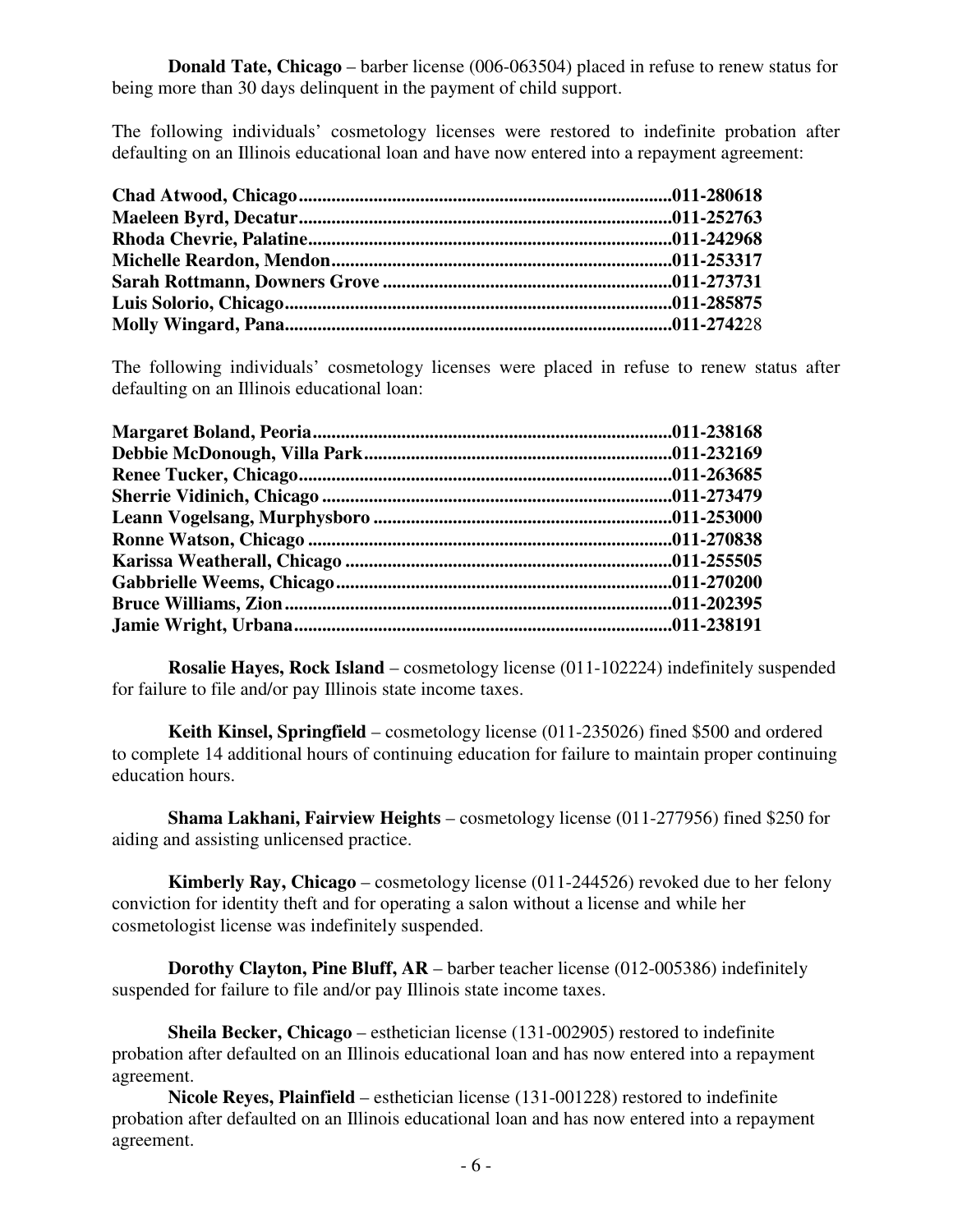**Donald Tate, Chicago** – barber license (006-063504) placed in refuse to renew status for being more than 30 days delinquent in the payment of child support.

The following individuals' cosmetology licenses were restored to indefinite probation after defaulting on an Illinois educational loan and have now entered into a repayment agreement:

**Chad Atwood, Chicago..............................................................................011-280618**
**Maeleen Byrd, Decatur..............................................................................011-252763**
**Rhoda Chevrie, Palatine............................................................................011-242968**
**Michelle Reardon, Mendon........................................................................011-253317**
**Sarah Rottmann, Downers Grove .............................................................011-273731**
**Luis Solorio, Chicago..................................................................................011-285875**
**Molly Wingard, Pana..................................................................................011-2742**28

The following individuals' cosmetology licenses were placed in refuse to renew status after defaulting on an Illinois educational loan:

**Margaret Boland, Peoria............................................................................011-238168**
**Debbie McDonough, Villa Park.................................................................011-232169**
**Renee Tucker, Chicago...............................................................................011-263685**
**Sherrie Vidinich, Chicago ..........................................................................011-273479**
**Leann Vogelsang, Murphysboro ...............................................................011-253000**
**Ronne Watson, Chicago .............................................................................011-270838**
**Karissa Weatherall, Chicago .....................................................................011-255505**
**Gabbrielle Weems, Chicago.......................................................................011-270200**
**Bruce Williams, Zion..................................................................................011-202395**
**Jamie Wright, Urbana................................................................................011-238191**

**Rosalie Hayes, Rock Island** – cosmetology license (011-102224) indefinitely suspended for failure to file and/or pay Illinois state income taxes.

**Keith Kinsel, Springfield** – cosmetology license (011-235026) fined $500 and ordered to complete 14 additional hours of continuing education for failure to maintain proper continuing education hours.

**Shama Lakhani, Fairview Heights** – cosmetology license (011-277956) fined $250 for aiding and assisting unlicensed practice.

**Kimberly Ray, Chicago** – cosmetology license (011-244526) revoked due to her felony conviction for identity theft and for operating a salon without a license and while her cosmetologist license was indefinitely suspended.

**Dorothy Clayton, Pine Bluff, AR** – barber teacher license (012-005386) indefinitely suspended for failure to file and/or pay Illinois state income taxes.

**Sheila Becker, Chicago** – esthetician license (131-002905) restored to indefinite probation after defaulted on an Illinois educational loan and has now entered into a repayment agreement.

**Nicole Reyes, Plainfield** – esthetician license (131-001228) restored to indefinite probation after defaulted on an Illinois educational loan and has now entered into a repayment agreement.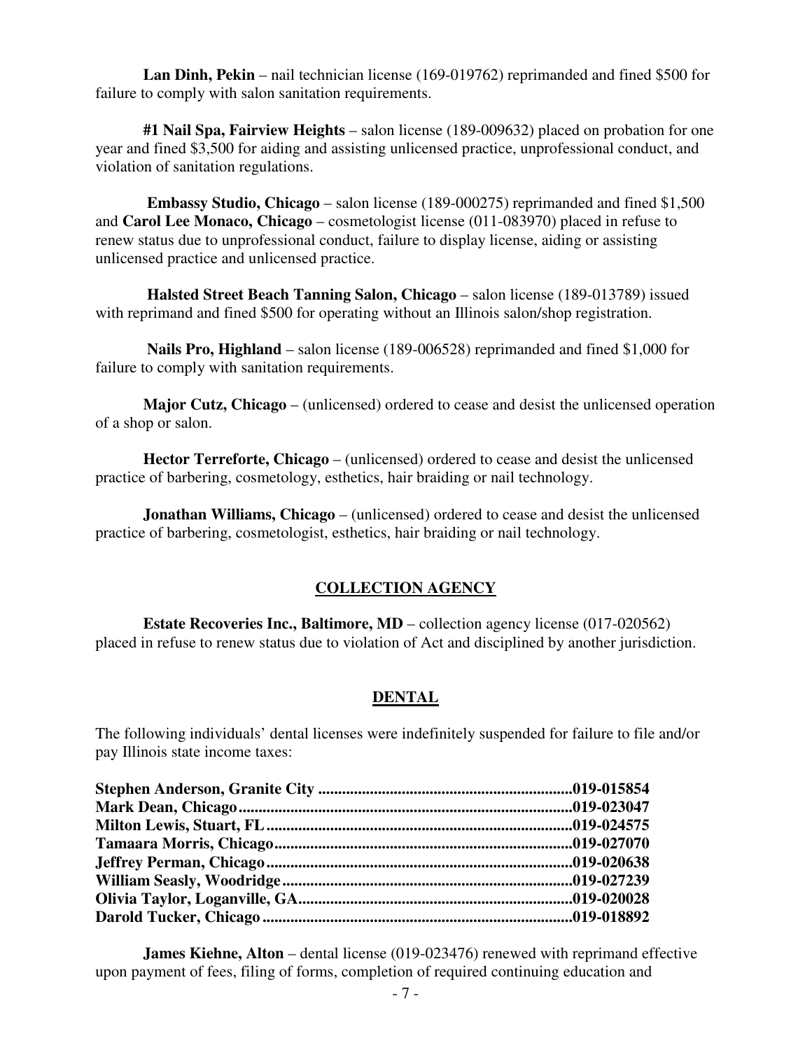**Lan Dinh, Pekin** – nail technician license (169-019762) reprimanded and fined $500 for failure to comply with salon sanitation requirements.

**#1 Nail Spa, Fairview Heights** – salon license (189-009632) placed on probation for one year and fined $3,500 for aiding and assisting unlicensed practice, unprofessional conduct, and violation of sanitation regulations.

**Embassy Studio, Chicago** – salon license (189-000275) reprimanded and fined $1,500 and **Carol Lee Monaco, Chicago** – cosmetologist license (011-083970) placed in refuse to renew status due to unprofessional conduct, failure to display license, aiding or assisting unlicensed practice and unlicensed practice.

**Halsted Street Beach Tanning Salon, Chicago** – salon license (189-013789) issued with reprimand and fined $500 for operating without an Illinois salon/shop registration.

**Nails Pro, Highland** – salon license (189-006528) reprimanded and fined $1,000 for failure to comply with sanitation requirements.

**Major Cutz, Chicago** – (unlicensed) ordered to cease and desist the unlicensed operation of a shop or salon.

**Hector Terreforte, Chicago** – (unlicensed) ordered to cease and desist the unlicensed practice of barbering, cosmetology, esthetics, hair braiding or nail technology.

**Jonathan Williams, Chicago** – (unlicensed) ordered to cease and desist the unlicensed practice of barbering, cosmetologist, esthetics, hair braiding or nail technology.

## COLLECTION AGENCY

**Estate Recoveries Inc., Baltimore, MD** – collection agency license (017-020562) placed in refuse to renew status due to violation of Act and disciplined by another jurisdiction.

## DENTAL

The following individuals' dental licenses were indefinitely suspended for failure to file and/or pay Illinois state income taxes:

**Stephen Anderson, Granite City ................................................................019-015854**
**Mark Dean, Chicago....................................................................................019-023047**
**Milton Lewis, Stuart, FL............................................................................019-024575**
**Tamaara Morris, Chicago..........................................................................019-027070**
**Jeffrey Perman, Chicago............................................................................019-020638**
**William Seasly, Woodridge........................................................................019-027239**
**Olivia Taylor, Loganville, GA....................................................................019-020028**
**Darold Tucker, Chicago.............................................................................019-018892**

**James Kiehne, Alton** – dental license (019-023476) renewed with reprimand effective upon payment of fees, filing of forms, completion of required continuing education and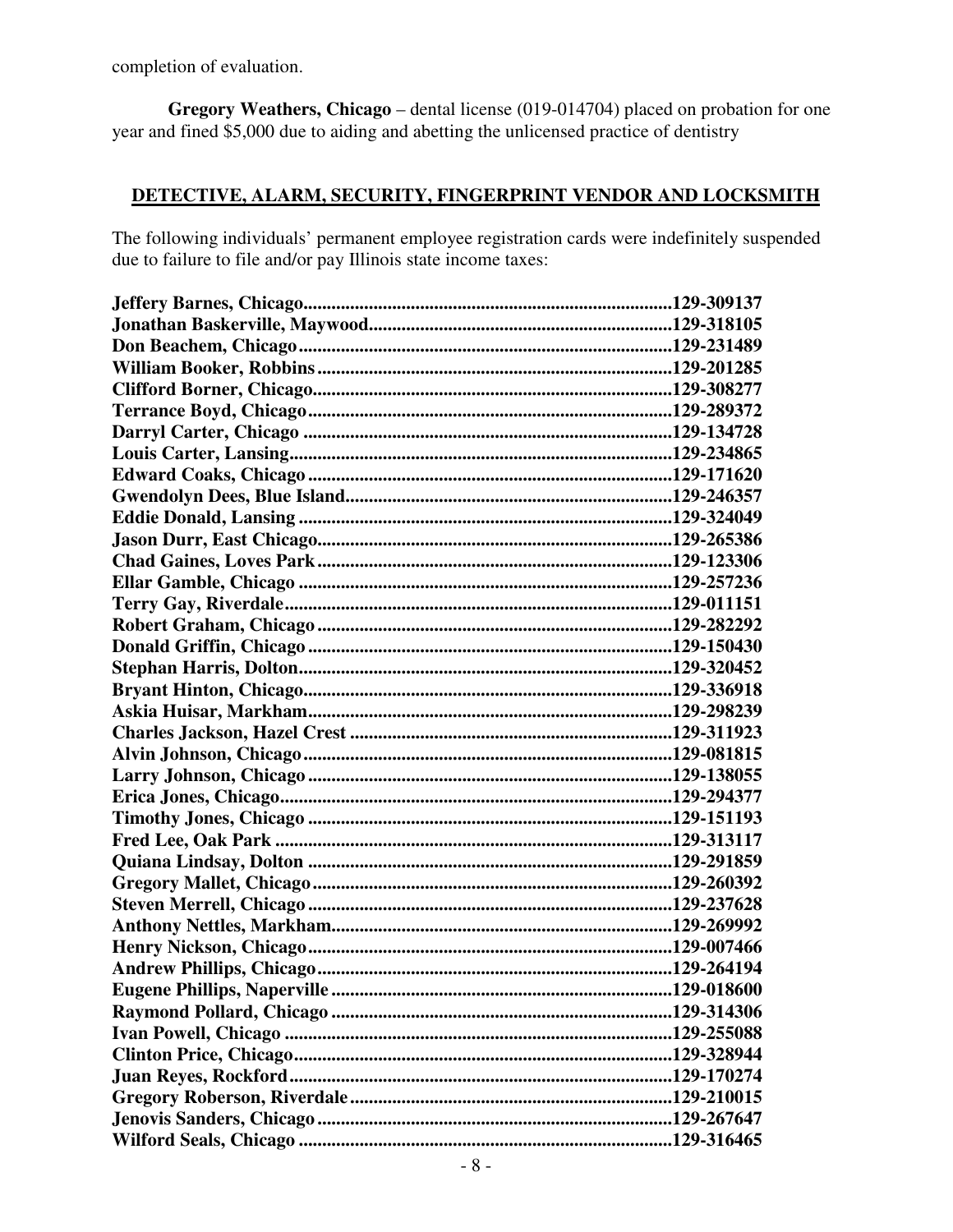completion of evaluation.

**Gregory Weathers, Chicago** – dental license (019-014704) placed on probation for one year and fined $5,000 due to aiding and abetting the unlicensed practice of dentistry

## DETECTIVE, ALARM, SECURITY, FINGERPRINT VENDOR AND LOCKSMITH

The following individuals' permanent employee registration cards were indefinitely suspended due to failure to file and/or pay Illinois state income taxes:

**Jeffery Barnes, Chicago..............................................................................129-309137**
**Jonathan Baskerville, Maywood................................................................129-318105**
**Don Beachem, Chicago..............................................................................129-231489**
**William Booker, Robbins...........................................................................129-201285**
**Clifford Borner, Chicago............................................................................129-308277**
**Terrance Boyd, Chicago.............................................................................129-289372**
**Darryl Carter, Chicago ..............................................................................129-134728**
**Louis Carter, Lansing.................................................................................129-234865**
**Edward Coaks, Chicago .............................................................................129-171620**
**Gwendolyn Dees, Blue Island.....................................................................129-246357**
**Eddie Donald, Lansing ..............................................................................129-324049**
**Jason Durr, East Chicago...........................................................................129-265386**
**Chad Gaines, Loves Park...........................................................................129-123306**
**Ellar Gamble, Chicago ...............................................................................129-257236**
**Terry Gay, Riverdale..................................................................................129-011151**
**Robert Graham, Chicago............................................................................129-282292**
**Donald Griffin, Chicago.............................................................................129-150430**
**Stephan Harris, Dolton..............................................................................129-320452**
**Bryant Hinton, Chicago..............................................................................129-336918**
**Askia Huisar, Markham.............................................................................129-298239**
**Charles Jackson, Hazel Crest ....................................................................129-311923**
**Alvin Johnson, Chicago..............................................................................129-081815**
**Larry Johnson, Chicago .............................................................................129-138055**
**Erica Jones, Chicago...................................................................................129-294377**
**Timothy Jones, Chicago .............................................................................129-151193**
**Fred Lee, Oak Park ....................................................................................129-313117**
**Quiana Lindsay, Dolton ............................................................................129-291859**
**Gregory Mallet, Chicago............................................................................129-260392**
**Steven Merrell, Chicago .............................................................................129-237628**
**Anthony Nettles, Markham........................................................................129-269992**
**Henry Nickson, Chicago.............................................................................129-007466**
**Andrew Phillips, Chicago...........................................................................129-264194**
**Eugene Phillips, Naperville........................................................................129-018600**
**Raymond Pollard, Chicago ........................................................................129-314306**
**Ivan Powell, Chicago .................................................................................129-255088**
**Clinton Price, Chicago................................................................................129-328944**
**Juan Reyes, Rockford.................................................................................129-170274**
**Gregory Roberson, Riverdale....................................................................129-210015**
**Jenovis Sanders, Chicago...........................................................................129-267647**
**Wilford Seals, Chicago ..............................................................................129-316465**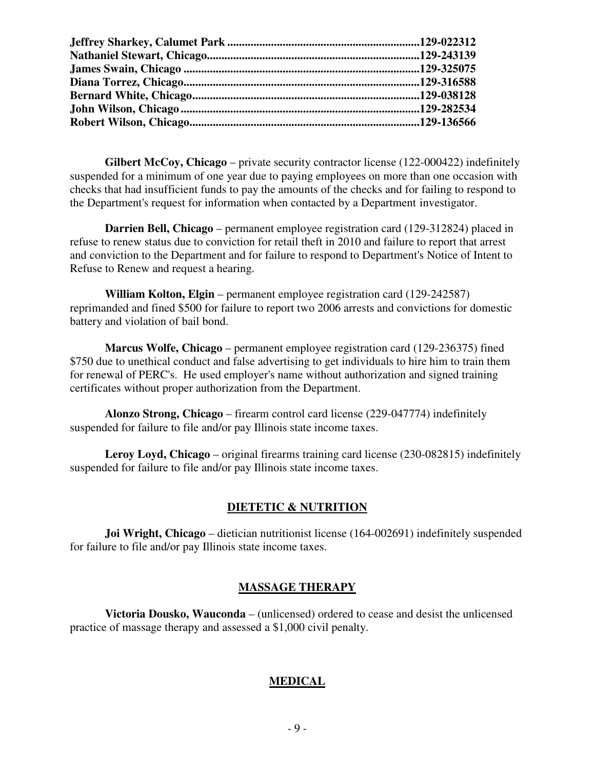**Jeffrey Sharkey, Calumet Park ................................................................129-022312**
**Nathaniel Stewart, Chicago........................................................................129-243139**
**James Swain, Chicago ................................................................................129-325075**
**Diana Torrez, Chicago................................................................................129-316588**
**Bernard White, Chicago............................................................................129-038128**
**John Wilson, Chicago ................................................................................129-282534**
**Robert Wilson, Chicago.............................................................................129-136566**

**Gilbert McCoy, Chicago** – private security contractor license (122-000422) indefinitely suspended for a minimum of one year due to paying employees on more than one occasion with checks that had insufficient funds to pay the amounts of the checks and for failing to respond to the Department's request for information when contacted by a Department investigator.

**Darrien Bell, Chicago** – permanent employee registration card (129-312824) placed in refuse to renew status due to conviction for retail theft in 2010 and failure to report that arrest and conviction to the Department and for failure to respond to Department's Notice of Intent to Refuse to Renew and request a hearing.

**William Kolton, Elgin** – permanent employee registration card (129-242587) reprimanded and fined $500 for failure to report two 2006 arrests and convictions for domestic battery and violation of bail bond.

**Marcus Wolfe, Chicago** – permanent employee registration card (129-236375) fined $750 due to unethical conduct and false advertising to get individuals to hire him to train them for renewal of PERC's. He used employer's name without authorization and signed training certificates without proper authorization from the Department.

**Alonzo Strong, Chicago** – firearm control card license (229-047774) indefinitely suspended for failure to file and/or pay Illinois state income taxes.

**Leroy Loyd, Chicago** – original firearms training card license (230-082815) indefinitely suspended for failure to file and/or pay Illinois state income taxes.

## DIETETIC & NUTRITION

**Joi Wright, Chicago** – dietician nutritionist license (164-002691) indefinitely suspended for failure to file and/or pay Illinois state income taxes.

## MASSAGE THERAPY

**Victoria Dousko, Wauconda** – (unlicensed) ordered to cease and desist the unlicensed practice of massage therapy and assessed a $1,000 civil penalty.

## MEDICAL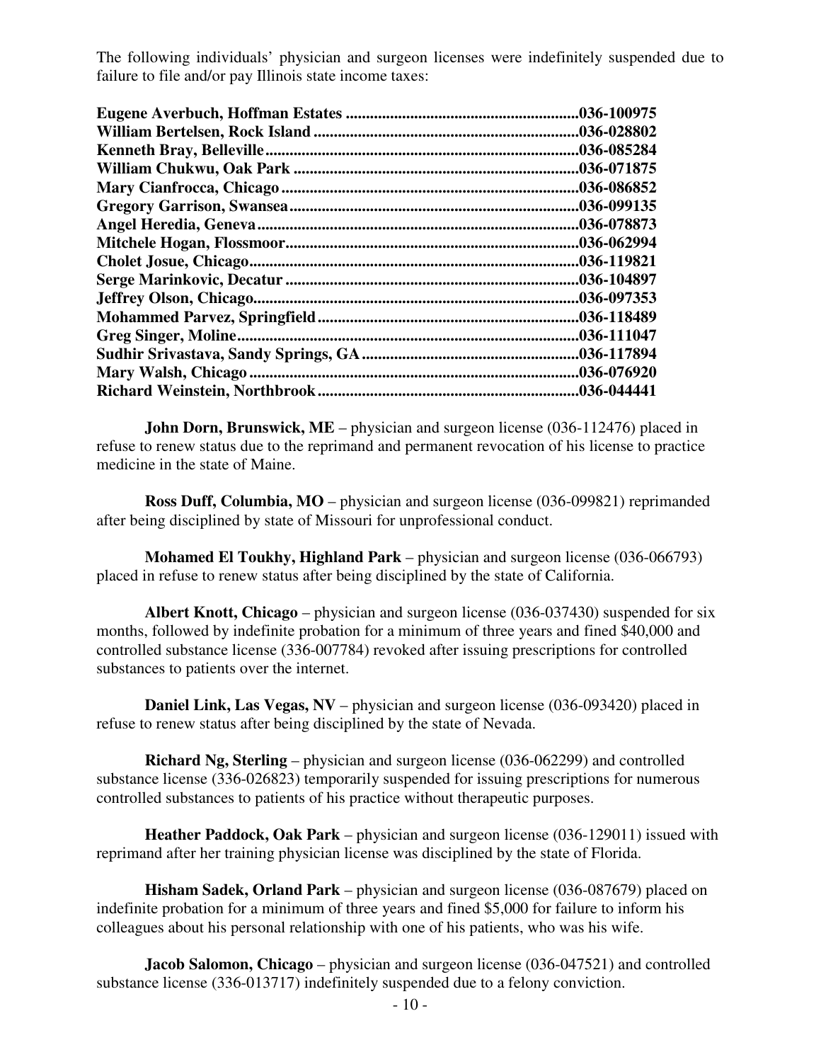The following individuals' physician and surgeon licenses were indefinitely suspended due to failure to file and/or pay Illinois state income taxes:

**Eugene Averbuch, Hoffman Estates ..........................................................036-100975**
**William Bertelsen, Rock Island ..................................................................036-028802**
**Kenneth Bray, Belleville..............................................................................036-085284**
**William Chukwu, Oak Park ........................................................................036-071875**
**Mary Cianfrocca, Chicago ...........................................................................036-086852**
**Gregory Garrison, Swansea.........................................................................036-099135**
**Angel Heredia, Geneva.................................................................................036-078873**
**Mitchele Hogan, Flossmoor.........................................................................036-062994**
**Cholet Josue, Chicago..................................................................................036-119821**
**Serge Marinkovic, Decatur .........................................................................036-104897**
**Jeffrey Olson, Chicago..................................................................................036-097353**
**Mohammed Parvez, Springfield .................................................................036-118489**
**Greg Singer, Moline......................................................................................036-111047**
**Sudhir Srivastava, Sandy Springs, GA .......................................................036-117894**
**Mary Walsh, Chicago ...................................................................................036-076920**
**Richard Weinstein, Northbrook..................................................................036-044441**

**John Dorn, Brunswick, ME** – physician and surgeon license (036-112476) placed in refuse to renew status due to the reprimand and permanent revocation of his license to practice medicine in the state of Maine.

**Ross Duff, Columbia, MO** – physician and surgeon license (036-099821) reprimanded after being disciplined by state of Missouri for unprofessional conduct.

**Mohamed El Toukhy, Highland Park** – physician and surgeon license (036-066793) placed in refuse to renew status after being disciplined by the state of California.

**Albert Knott, Chicago** – physician and surgeon license (036-037430) suspended for six months, followed by indefinite probation for a minimum of three years and fined $40,000 and controlled substance license (336-007784) revoked after issuing prescriptions for controlled substances to patients over the internet.

**Daniel Link, Las Vegas, NV** – physician and surgeon license (036-093420) placed in refuse to renew status after being disciplined by the state of Nevada.

**Richard Ng, Sterling** – physician and surgeon license (036-062299) and controlled substance license (336-026823) temporarily suspended for issuing prescriptions for numerous controlled substances to patients of his practice without therapeutic purposes.

**Heather Paddock, Oak Park** – physician and surgeon license (036-129011) issued with reprimand after her training physician license was disciplined by the state of Florida.

**Hisham Sadek, Orland Park** – physician and surgeon license (036-087679) placed on indefinite probation for a minimum of three years and fined $5,000 for failure to inform his colleagues about his personal relationship with one of his patients, who was his wife.

**Jacob Salomon, Chicago** – physician and surgeon license (036-047521) and controlled substance license (336-013717) indefinitely suspended due to a felony conviction.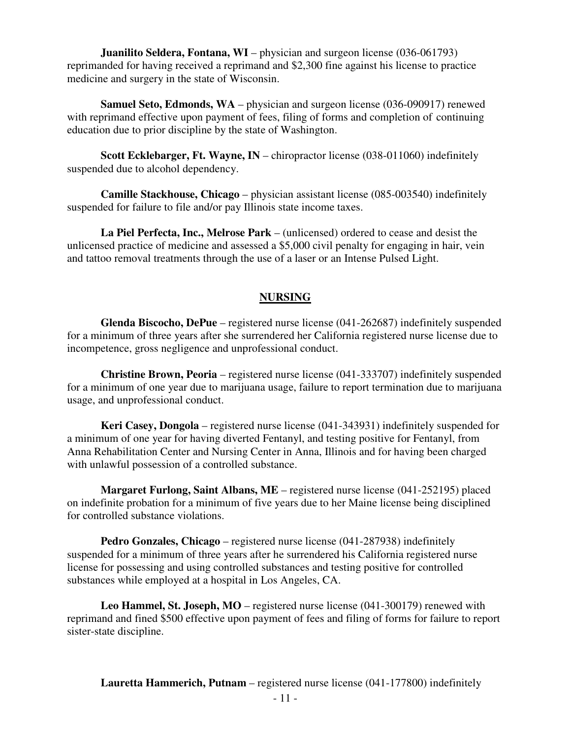**Juanilito Seldera, Fontana, WI** – physician and surgeon license (036-061793) reprimanded for having received a reprimand and $2,300 fine against his license to practice medicine and surgery in the state of Wisconsin.

**Samuel Seto, Edmonds, WA** – physician and surgeon license (036-090917) renewed with reprimand effective upon payment of fees, filing of forms and completion of continuing education due to prior discipline by the state of Washington.

**Scott Ecklebarger, Ft. Wayne, IN** – chiropractor license (038-011060) indefinitely suspended due to alcohol dependency.

**Camille Stackhouse, Chicago** – physician assistant license (085-003540) indefinitely suspended for failure to file and/or pay Illinois state income taxes.

**La Piel Perfecta, Inc., Melrose Park** – (unlicensed) ordered to cease and desist the unlicensed practice of medicine and assessed a $5,000 civil penalty for engaging in hair, vein and tattoo removal treatments through the use of a laser or an Intense Pulsed Light.

## NURSING

**Glenda Biscocho, DePue** – registered nurse license (041-262687) indefinitely suspended for a minimum of three years after she surrendered her California registered nurse license due to incompetence, gross negligence and unprofessional conduct.

**Christine Brown, Peoria** – registered nurse license (041-333707) indefinitely suspended for a minimum of one year due to marijuana usage, failure to report termination due to marijuana usage, and unprofessional conduct.

**Keri Casey, Dongola** – registered nurse license (041-343931) indefinitely suspended for a minimum of one year for having diverted Fentanyl, and testing positive for Fentanyl, from Anna Rehabilitation Center and Nursing Center in Anna, Illinois and for having been charged with unlawful possession of a controlled substance.

**Margaret Furlong, Saint Albans, ME** – registered nurse license (041-252195) placed on indefinite probation for a minimum of five years due to her Maine license being disciplined for controlled substance violations.

**Pedro Gonzales, Chicago** – registered nurse license (041-287938) indefinitely suspended for a minimum of three years after he surrendered his California registered nurse license for possessing and using controlled substances and testing positive for controlled substances while employed at a hospital in Los Angeles, CA.

**Leo Hammel, St. Joseph, MO** – registered nurse license (041-300179) renewed with reprimand and fined $500 effective upon payment of fees and filing of forms for failure to report sister-state discipline.

**Lauretta Hammerich, Putnam** – registered nurse license (041-177800) indefinitely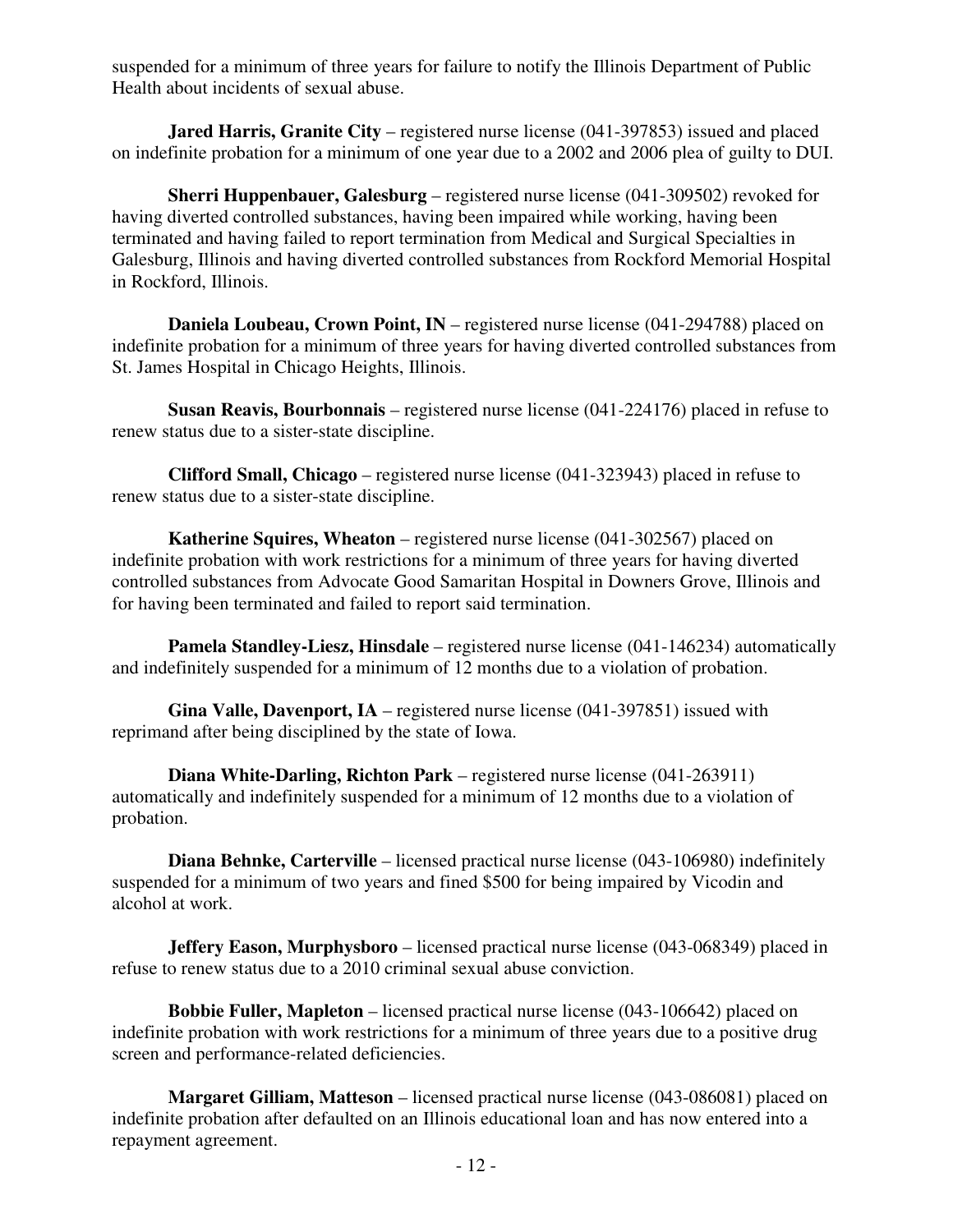suspended for a minimum of three years for failure to notify the Illinois Department of Public Health about incidents of sexual abuse.

**Jared Harris, Granite City** – registered nurse license (041-397853) issued and placed on indefinite probation for a minimum of one year due to a 2002 and 2006 plea of guilty to DUI.

**Sherri Huppenbauer, Galesburg** – registered nurse license (041-309502) revoked for having diverted controlled substances, having been impaired while working, having been terminated and having failed to report termination from Medical and Surgical Specialties in Galesburg, Illinois and having diverted controlled substances from Rockford Memorial Hospital in Rockford, Illinois.

**Daniela Loubeau, Crown Point, IN** – registered nurse license (041-294788) placed on indefinite probation for a minimum of three years for having diverted controlled substances from St. James Hospital in Chicago Heights, Illinois.

**Susan Reavis, Bourbonnais** – registered nurse license (041-224176) placed in refuse to renew status due to a sister-state discipline.

**Clifford Small, Chicago** – registered nurse license (041-323943) placed in refuse to renew status due to a sister-state discipline.

**Katherine Squires, Wheaton** – registered nurse license (041-302567) placed on indefinite probation with work restrictions for a minimum of three years for having diverted controlled substances from Advocate Good Samaritan Hospital in Downers Grove, Illinois and for having been terminated and failed to report said termination.

**Pamela Standley-Liesz, Hinsdale** – registered nurse license (041-146234) automatically and indefinitely suspended for a minimum of 12 months due to a violation of probation.

**Gina Valle, Davenport, IA** – registered nurse license (041-397851) issued with reprimand after being disciplined by the state of Iowa.

**Diana White-Darling, Richton Park** – registered nurse license (041-263911) automatically and indefinitely suspended for a minimum of 12 months due to a violation of probation.

**Diana Behnke, Carterville** – licensed practical nurse license (043-106980) indefinitely suspended for a minimum of two years and fined $500 for being impaired by Vicodin and alcohol at work.

**Jeffery Eason, Murphysboro** – licensed practical nurse license (043-068349) placed in refuse to renew status due to a 2010 criminal sexual abuse conviction.

**Bobbie Fuller, Mapleton** – licensed practical nurse license (043-106642) placed on indefinite probation with work restrictions for a minimum of three years due to a positive drug screen and performance-related deficiencies.

**Margaret Gilliam, Matteson** – licensed practical nurse license (043-086081) placed on indefinite probation after defaulted on an Illinois educational loan and has now entered into a repayment agreement.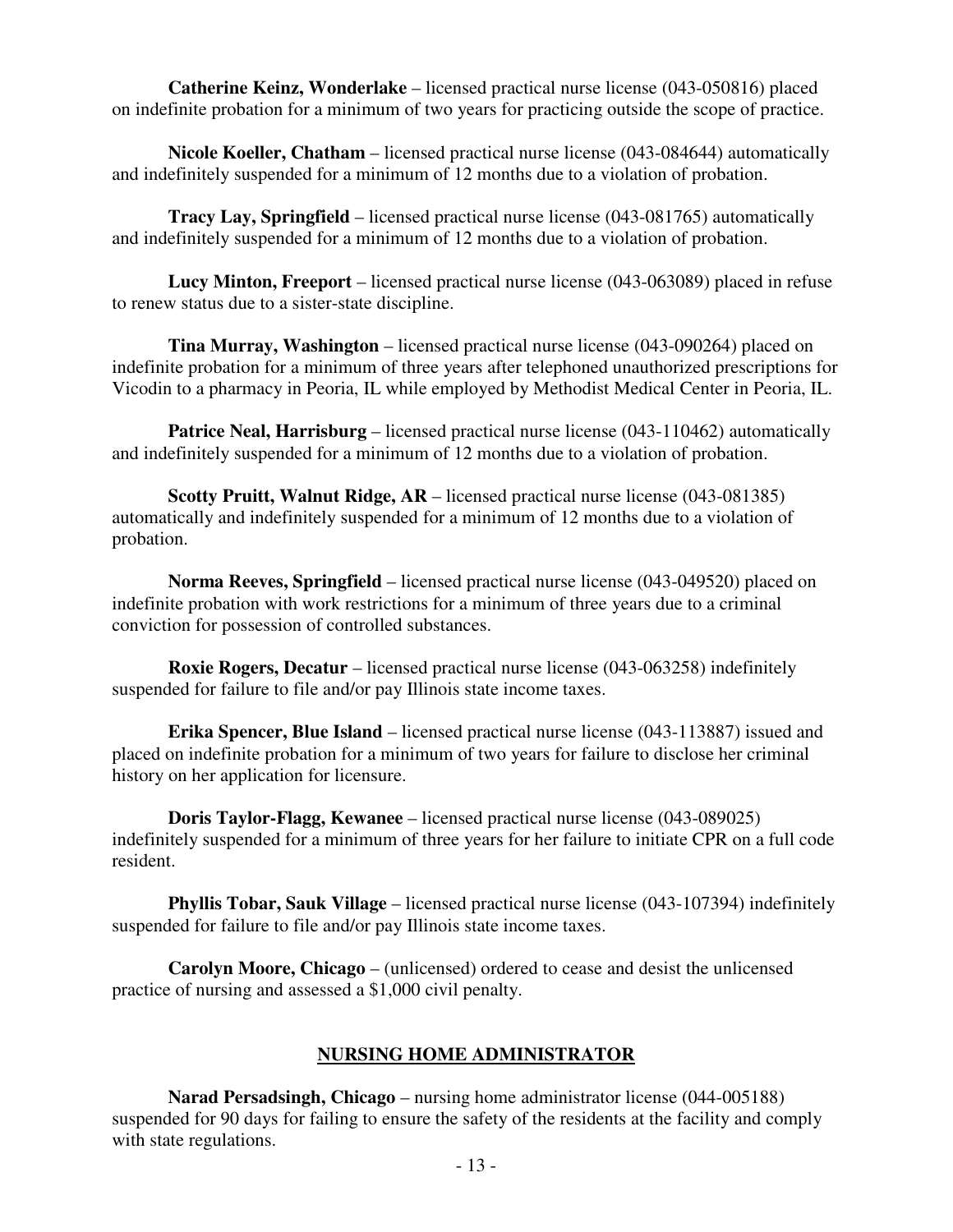**Catherine Keinz, Wonderlake** – licensed practical nurse license (043-050816) placed on indefinite probation for a minimum of two years for practicing outside the scope of practice.

**Nicole Koeller, Chatham** – licensed practical nurse license (043-084644) automatically and indefinitely suspended for a minimum of 12 months due to a violation of probation.

**Tracy Lay, Springfield** – licensed practical nurse license (043-081765) automatically and indefinitely suspended for a minimum of 12 months due to a violation of probation.

**Lucy Minton, Freeport** – licensed practical nurse license (043-063089) placed in refuse to renew status due to a sister-state discipline.

**Tina Murray, Washington** – licensed practical nurse license (043-090264) placed on indefinite probation for a minimum of three years after telephoned unauthorized prescriptions for Vicodin to a pharmacy in Peoria, IL while employed by Methodist Medical Center in Peoria, IL.

**Patrice Neal, Harrisburg** – licensed practical nurse license (043-110462) automatically and indefinitely suspended for a minimum of 12 months due to a violation of probation.

**Scotty Pruitt, Walnut Ridge, AR** – licensed practical nurse license (043-081385) automatically and indefinitely suspended for a minimum of 12 months due to a violation of probation.

**Norma Reeves, Springfield** – licensed practical nurse license (043-049520) placed on indefinite probation with work restrictions for a minimum of three years due to a criminal conviction for possession of controlled substances.

**Roxie Rogers, Decatur** – licensed practical nurse license (043-063258) indefinitely suspended for failure to file and/or pay Illinois state income taxes.

**Erika Spencer, Blue Island** – licensed practical nurse license (043-113887) issued and placed on indefinite probation for a minimum of two years for failure to disclose her criminal history on her application for licensure.

**Doris Taylor-Flagg, Kewanee** – licensed practical nurse license (043-089025) indefinitely suspended for a minimum of three years for her failure to initiate CPR on a full code resident.

**Phyllis Tobar, Sauk Village** – licensed practical nurse license (043-107394) indefinitely suspended for failure to file and/or pay Illinois state income taxes.

**Carolyn Moore, Chicago** – (unlicensed) ordered to cease and desist the unlicensed practice of nursing and assessed a $1,000 civil penalty.

## NURSING HOME ADMINISTRATOR

**Narad Persadsingh, Chicago** – nursing home administrator license (044-005188) suspended for 90 days for failing to ensure the safety of the residents at the facility and comply with state regulations.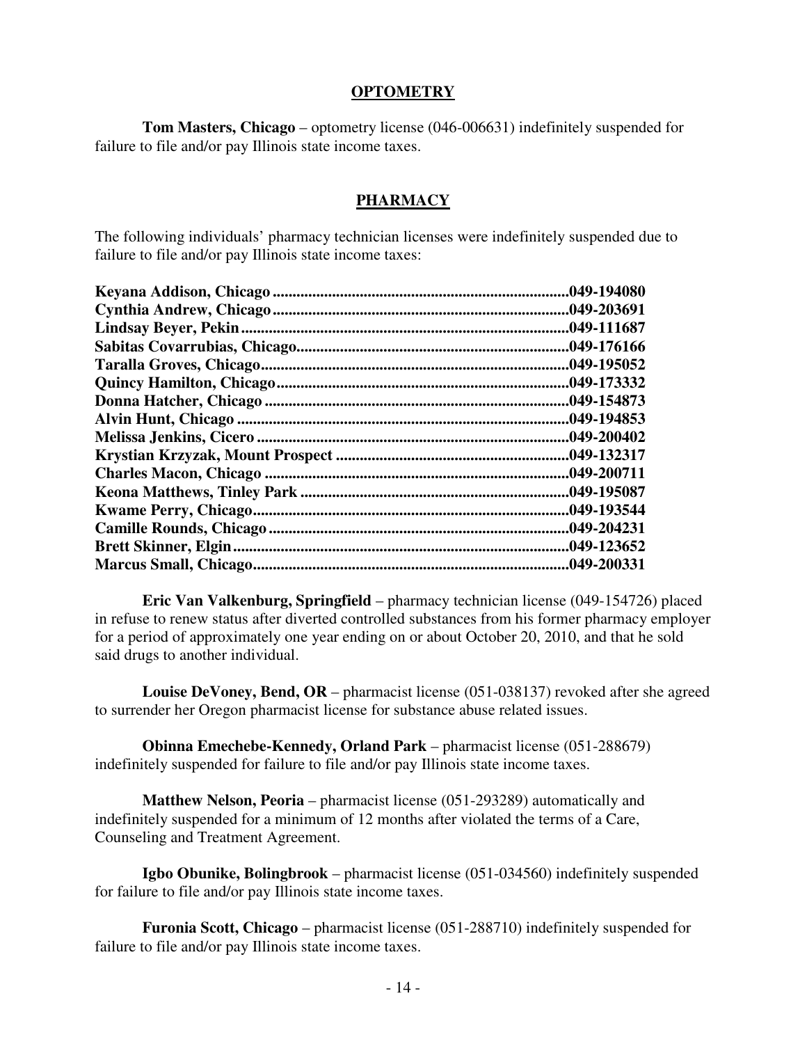## OPTOMETRY

**Tom Masters, Chicago** – optometry license (046-006631) indefinitely suspended for failure to file and/or pay Illinois state income taxes.

## PHARMACY

The following individuals' pharmacy technician licenses were indefinitely suspended due to failure to file and/or pay Illinois state income taxes:

**Keyana Addison, Chicago**..........................................................................**049-194080**
**Cynthia Andrew, Chicago**..........................................................................**049-203691**
**Lindsay Beyer, Pekin**..................................................................................**049-111687**
**Sabitas Covarrubias, Chicago**....................................................................**049-176166**
**Taralla Groves, Chicago**.............................................................................**049-195052**
**Quincy Hamilton, Chicago**.........................................................................**049-173332**
**Donna Hatcher, Chicago**............................................................................**049-154873**
**Alvin Hunt, Chicago**...................................................................................**049-194853**
**Melissa Jenkins, Cicero**..............................................................................**049-200402**
**Krystian Krzyzak, Mount Prospect**...........................................................**049-132317**
**Charles Macon, Chicago**............................................................................**049-200711**
**Keona Matthews, Tinley Park**...................................................................**049-195087**
**Kwame Perry, Chicago**...............................................................................**049-193544**
**Camille Rounds, Chicago**...........................................................................**049-204231**
**Brett Skinner, Elgin**....................................................................................**049-123652**
**Marcus Small, Chicago**...............................................................................**049-200331**

**Eric Van Valkenburg, Springfield** – pharmacy technician license (049-154726) placed in refuse to renew status after diverted controlled substances from his former pharmacy employer for a period of approximately one year ending on or about October 20, 2010, and that he sold said drugs to another individual.

**Louise DeVoney, Bend, OR** – pharmacist license (051-038137) revoked after she agreed to surrender her Oregon pharmacist license for substance abuse related issues.

**Obinna Emechebe-Kennedy, Orland Park** – pharmacist license (051-288679) indefinitely suspended for failure to file and/or pay Illinois state income taxes.

**Matthew Nelson, Peoria** – pharmacist license (051-293289) automatically and indefinitely suspended for a minimum of 12 months after violated the terms of a Care, Counseling and Treatment Agreement.

**Igbo Obunike, Bolingbrook** – pharmacist license (051-034560) indefinitely suspended for failure to file and/or pay Illinois state income taxes.

**Furonia Scott, Chicago** – pharmacist license (051-288710) indefinitely suspended for failure to file and/or pay Illinois state income taxes.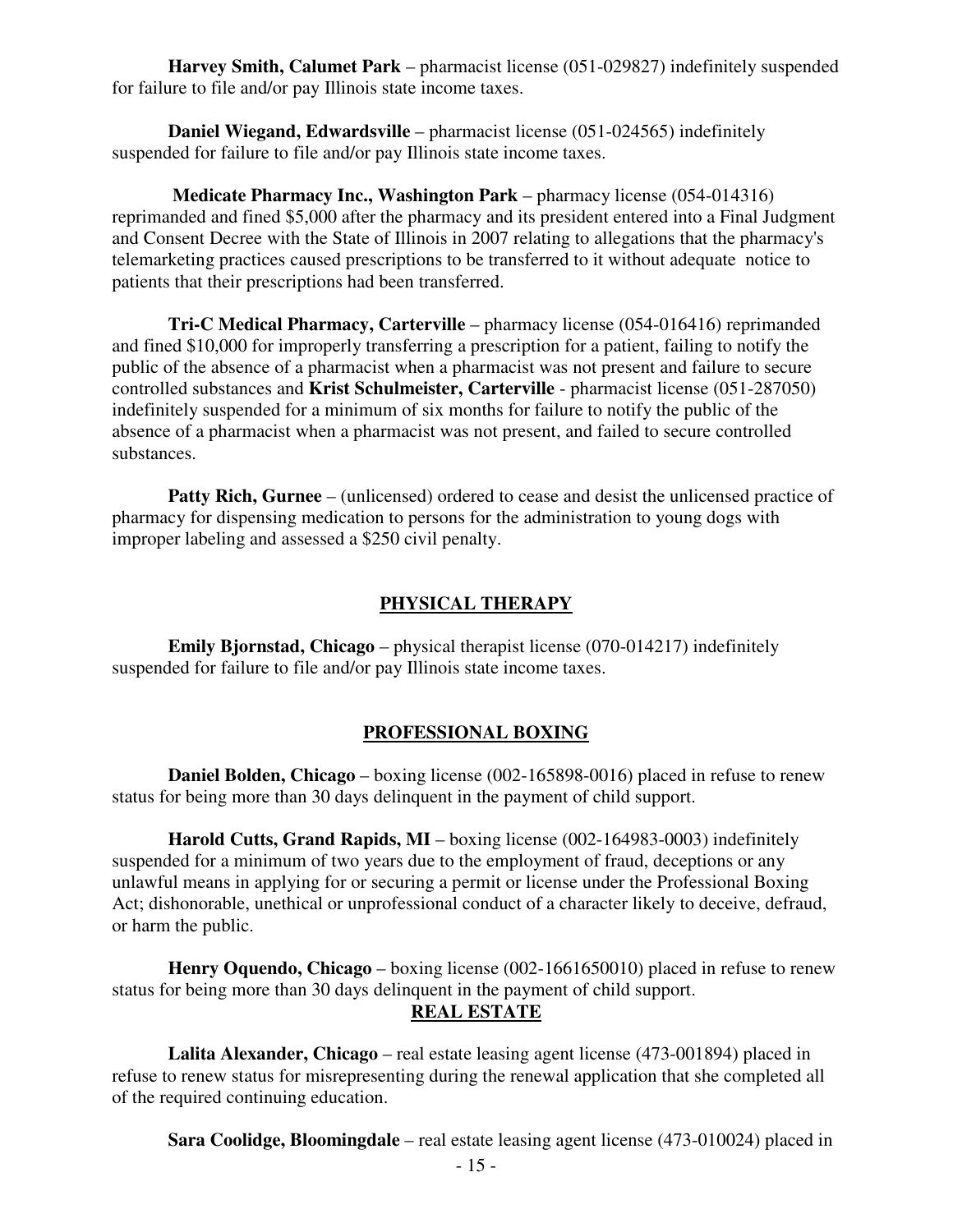**Harvey Smith, Calumet Park** – pharmacist license (051-029827) indefinitely suspended for failure to file and/or pay Illinois state income taxes.

**Daniel Wiegand, Edwardsville** – pharmacist license (051-024565) indefinitely suspended for failure to file and/or pay Illinois state income taxes.

**Medicate Pharmacy Inc., Washington Park** – pharmacy license (054-014316) reprimanded and fined $5,000 after the pharmacy and its president entered into a Final Judgment and Consent Decree with the State of Illinois in 2007 relating to allegations that the pharmacy's telemarketing practices caused prescriptions to be transferred to it without adequate notice to patients that their prescriptions had been transferred.

**Tri-C Medical Pharmacy, Carterville** – pharmacy license (054-016416) reprimanded and fined $10,000 for improperly transferring a prescription for a patient, failing to notify the public of the absence of a pharmacist when a pharmacist was not present and failure to secure controlled substances and **Krist Schulmeister, Carterville** - pharmacist license (051-287050) indefinitely suspended for a minimum of six months for failure to notify the public of the absence of a pharmacist when a pharmacist was not present, and failed to secure controlled substances.

**Patty Rich, Gurnee** – (unlicensed) ordered to cease and desist the unlicensed practice of pharmacy for dispensing medication to persons for the administration to young dogs with improper labeling and assessed a $250 civil penalty.

## PHYSICAL THERAPY

**Emily Bjornstad, Chicago** – physical therapist license (070-014217) indefinitely suspended for failure to file and/or pay Illinois state income taxes.

## PROFESSIONAL BOXING

**Daniel Bolden, Chicago** – boxing license (002-165898-0016) placed in refuse to renew status for being more than 30 days delinquent in the payment of child support.

**Harold Cutts, Grand Rapids, MI** – boxing license (002-164983-0003) indefinitely suspended for a minimum of two years due to the employment of fraud, deceptions or any unlawful means in applying for or securing a permit or license under the Professional Boxing Act; dishonorable, unethical or unprofessional conduct of a character likely to deceive, defraud, or harm the public.

**Henry Oquendo, Chicago** – boxing license (002-1661650010) placed in refuse to renew status for being more than 30 days delinquent in the payment of child support.

## REAL ESTATE

**Lalita Alexander, Chicago** – real estate leasing agent license (473-001894) placed in refuse to renew status for misrepresenting during the renewal application that she completed all of the required continuing education.

**Sara Coolidge, Bloomingdale** – real estate leasing agent license (473-010024) placed in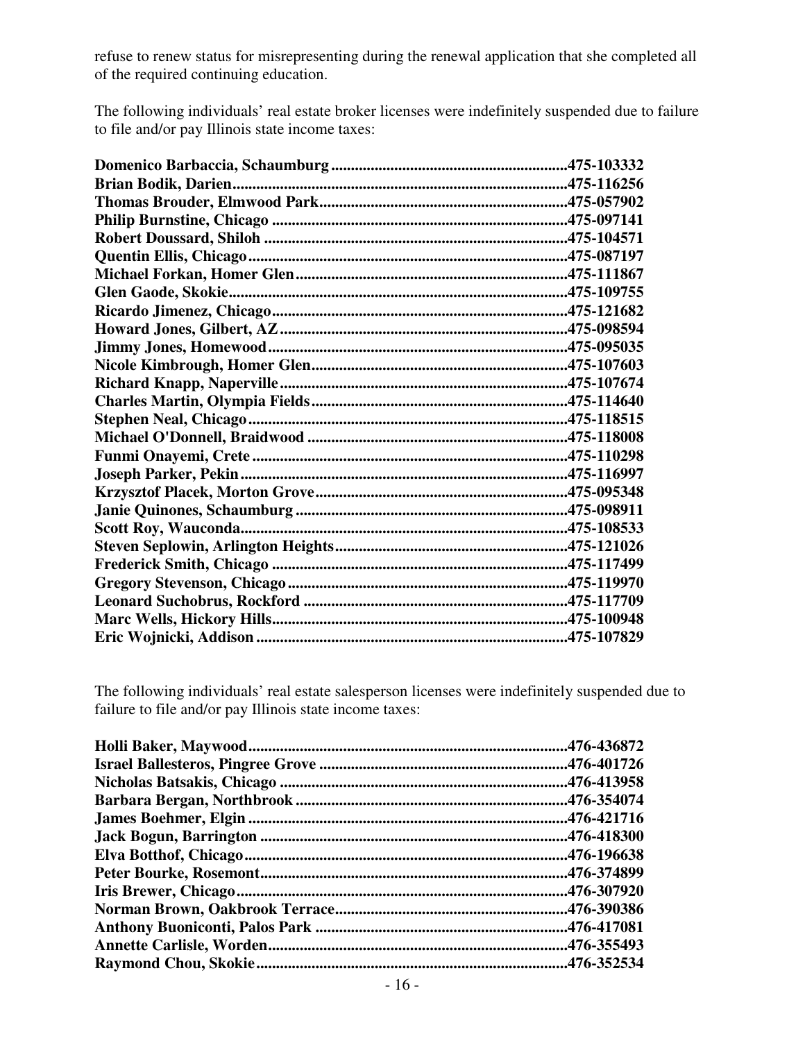refuse to renew status for misrepresenting during the renewal application that she completed all of the required continuing education.

The following individuals' real estate broker licenses were indefinitely suspended due to failure to file and/or pay Illinois state income taxes:

**Domenico Barbaccia, Schaumburg..........................................................475-103332**
**Brian Bodik, Darien..................................................................................475-116256**
**Thomas Brouder, Elmwood Park.............................................................475-057902**
**Philip Burnstine, Chicago .........................................................................475-097141**
**Robert Doussard, Shiloh ...........................................................................475-104571**
**Quentin Ellis, Chicago...............................................................................475-087197**
**Michael Forkan, Homer Glen...................................................................475-111867**
**Glen Gaode, Skokie...................................................................................475-109755**
**Ricardo Jimenez, Chicago.........................................................................475-121682**
**Howard Jones, Gilbert, AZ.......................................................................475-098594**
**Jimmy Jones, Homewood..........................................................................475-095035**
**Nicole Kimbrough, Homer Glen...............................................................475-107603**
**Richard Knapp, Naperville.......................................................................475-107674**
**Charles Martin, Olympia Fields...............................................................475-114640**
**Stephen Neal, Chicago...............................................................................475-118515**
**Michael O'Donnell, Braidwood ...............................................................475-118008**
**Funmi Onayemi, Crete.............................................................................475-110298**
**Joseph Parker, Pekin................................................................................475-116997**
**Krzysztof Placek, Morton Grove..............................................................475-095348**
**Janie Quinones, Schaumburg ...................................................................475-098911**
**Scott Roy, Wauconda.................................................................................475-108533**
**Steven Seplowin, Arlington Heights.........................................................475-121026**
**Frederick Smith, Chicago .........................................................................475-117499**
**Gregory Stevenson, Chicago.....................................................................475-119970**
**Leonard Suchobrus, Rockford .................................................................475-117709**
**Marc Wells, Hickory Hills.........................................................................475-100948**
**Eric Wojnicki, Addison.............................................................................475-107829**

The following individuals' real estate salesperson licenses were indefinitely suspended due to failure to file and/or pay Illinois state income taxes:

**Holli Baker, Maywood...............................................................................476-436872**
**Israel Ballesteros, Pingree Grove .............................................................476-401726**
**Nicholas Batsakis, Chicago .......................................................................476-413958**
**Barbara Bergan, Northbrook ...................................................................476-354074**
**James Boehmer, Elgin...............................................................................476-421716**
**Jack Bogun, Barrington ............................................................................476-418300**
**Elva Botthof, Chicago................................................................................476-196638**
**Peter Bourke, Rosemont............................................................................476-374899**
**Iris Brewer, Chicago..................................................................................476-307920**
**Norman Brown, Oakbrook Terrace.........................................................476-390386**
**Anthony Buoniconti, Palos Park ..............................................................476-417081**
**Annette Carlisle, Worden..........................................................................476-355493**
**Raymond Chou, Skokie.............................................................................476-352534**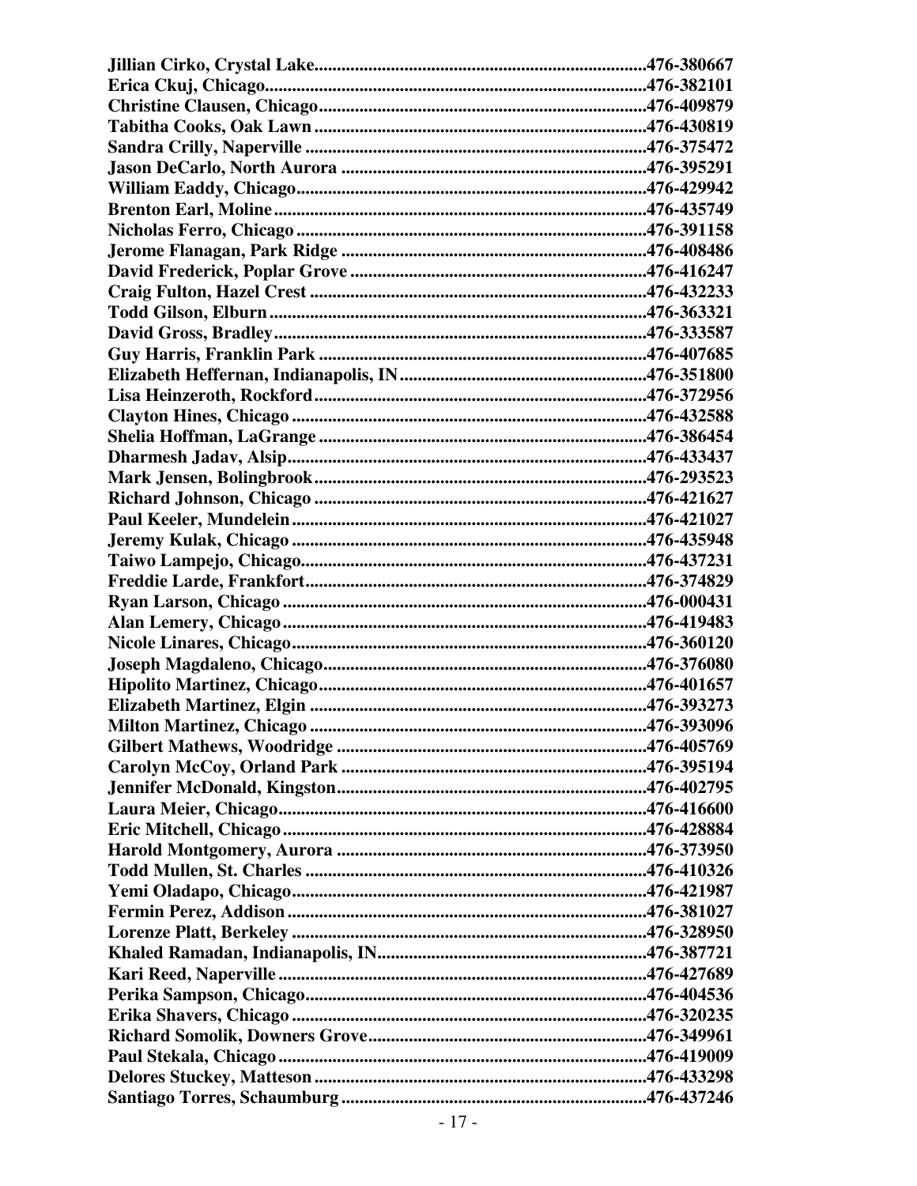**Jillian Cirko, Crystal Lake.........................................................................476-380667**
**Erica Ckuj, Chicago....................................................................................476-382101**
**Christine Clausen, Chicago........................................................................476-409879**
**Tabitha Cooks, Oak Lawn..........................................................................476-430819**
**Sandra Crilly, Naperville ...........................................................................476-375472**
**Jason DeCarlo, North Aurora ...................................................................476-395291**
**William Eaddy, Chicago.............................................................................476-429942**
**Brenton Earl, Moline.................................................................................476-435749**
**Nicholas Ferro, Chicago .............................................................................476-391158**
**Jerome Flanagan, Park Ridge ...................................................................476-408486**
**David Frederick, Poplar Grove .................................................................476-416247**
**Craig Fulton, Hazel Crest ..........................................................................476-432233**
**Todd Gilson, Elburn..................................................................................476-363321**
**David Gross, Bradley..................................................................................476-333587**
**Guy Harris, Franklin Park ........................................................................476-407685**
**Elizabeth Heffernan, Indianapolis, IN......................................................476-351800**
**Lisa Heinzeroth, Rockford..........................................................................476-372956**
**Clayton Hines, Chicago ..............................................................................476-432588**
**Shelia Hoffman, LaGrange ........................................................................476-386454**
**Dharmesh Jadav, Alsip...............................................................................476-433437**
**Mark Jensen, Bolingbrook.........................................................................476-293523**
**Richard Johnson, Chicago ........................................................................476-421627**
**Paul Keeler, Mundelein.............................................................................476-421027**
**Jeremy Kulak, Chicago ..............................................................................476-435948**
**Taiwo Lampejo, Chicago............................................................................476-437231**
**Freddie Larde, Frankfort...........................................................................476-374829**
**Ryan Larson, Chicago ................................................................................476-000431**
**Alan Lemery, Chicago................................................................................476-419483**
**Nicole Linares, Chicago..............................................................................476-360120**
**Joseph Magdaleno, Chicago.......................................................................476-376080**
**Hipolito Martinez, Chicago........................................................................476-401657**
**Elizabeth Martinez, Elgin ..........................................................................476-393273**
**Milton Martinez, Chicago ..........................................................................476-393096**
**Gilbert Mathews, Woodridge ....................................................................476-405769**
**Carolyn McCoy, Orland Park ...................................................................476-395194**
**Jennifer McDonald, Kingston....................................................................476-402795**
**Laura Meier, Chicago.................................................................................476-416600**
**Eric Mitchell, Chicago................................................................................476-428884**
**Harold Montgomery, Aurora ....................................................................476-373950**
**Todd Mullen, St. Charles ...........................................................................476-410326**
**Yemi Oladapo, Chicago..............................................................................476-421987**
**Fermin Perez, Addison...............................................................................476-381027**
**Lorenze Platt, Berkeley ..............................................................................476-328950**
**Khaled Ramadan, Indianapolis, IN...........................................................476-387721**
**Kari Reed, Naperville .................................................................................476-427689**
**Perika Sampson, Chicago...........................................................................476-404536**
**Erika Shavers, Chicago ..............................................................................476-320235**
**Richard Somolik, Downers Grove.............................................................476-349961**
**Paul Stekala, Chicago.................................................................................476-419009**
**Delores Stuckey, Matteson.........................................................................476-433298**
**Santiago Torres, Schaumburg ...................................................................476-437246**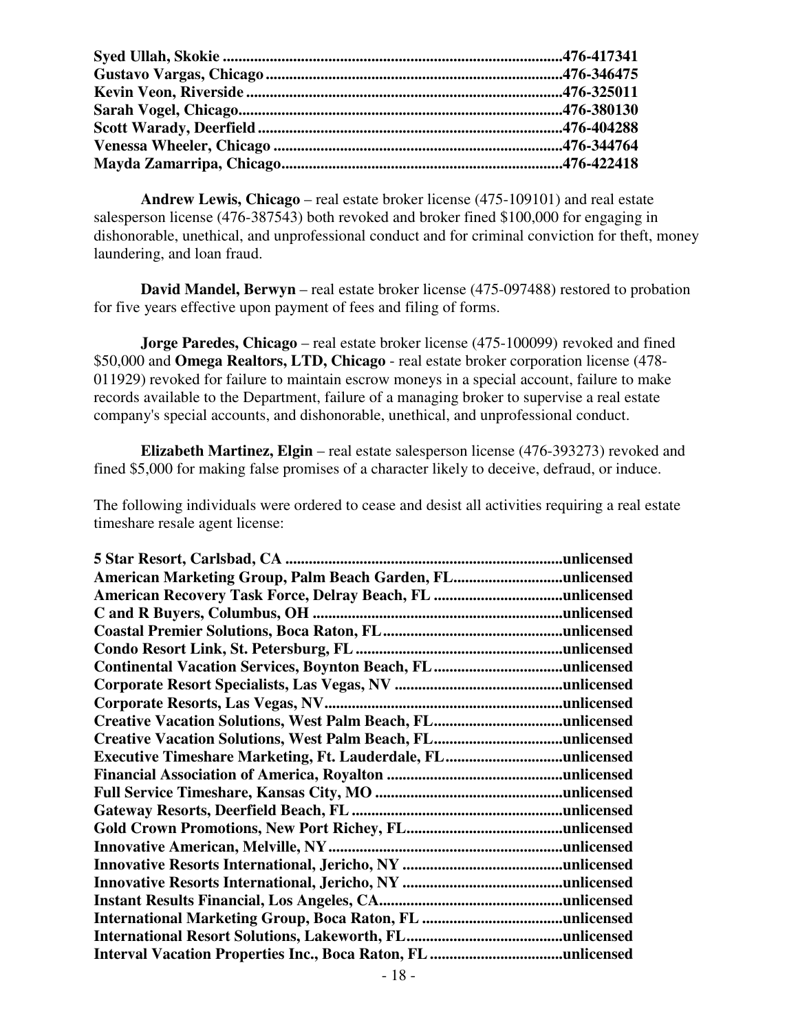**Syed Ullah, Skokie ......................................................................................476-417341**
**Gustavo Vargas, Chicago ...........................................................................476-346475**
**Kevin Veon, Riverside ................................................................................476-325011**
**Sarah Vogel, Chicago..................................................................................476-380130**
**Scott Warady, Deerfield .............................................................................476-404288**
**Venessa Wheeler, Chicago .........................................................................476-344764**
**Mayda Zamarripa, Chicago.......................................................................476-422418**

**Andrew Lewis, Chicago** – real estate broker license (475-109101) and real estate salesperson license (476-387543) both revoked and broker fined $100,000 for engaging in dishonorable, unethical, and unprofessional conduct and for criminal conviction for theft, money laundering, and loan fraud.

**David Mandel, Berwyn** – real estate broker license (475-097488) restored to probation for five years effective upon payment of fees and filing of forms.

**Jorge Paredes, Chicago** – real estate broker license (475-100099) revoked and fined $50,000 and **Omega Realtors, LTD, Chicago** - real estate broker corporation license (478-011929) revoked for failure to maintain escrow moneys in a special account, failure to make records available to the Department, failure of a managing broker to supervise a real estate company's special accounts, and dishonorable, unethical, and unprofessional conduct.

**Elizabeth Martinez, Elgin** – real estate salesperson license (476-393273) revoked and fined $5,000 for making false promises of a character likely to deceive, defraud, or induce.

The following individuals were ordered to cease and desist all activities requiring a real estate timeshare resale agent license:

**5 Star Resort, Carlsbad, CA ......................................................................unlicensed**
**American Marketing Group, Palm Beach Garden, FL...........................unlicensed**
**American Recovery Task Force, Delray Beach, FL ................................unlicensed**
**C and R Buyers, Columbus, OH ...............................................................unlicensed**
**Coastal Premier Solutions, Boca Raton, FL.............................................unlicensed**
**Condo Resort Link, St. Petersburg, FL ....................................................unlicensed**
**Continental Vacation Services, Boynton Beach, FL................................unlicensed**
**Corporate Resort Specialists, Las Vegas, NV ..........................................unlicensed**
**Corporate Resorts, Las Vegas, NV............................................................unlicensed**
**Creative Vacation Solutions, West Palm Beach, FL................................unlicensed**
**Creative Vacation Solutions, West Palm Beach, FL................................unlicensed**
**Executive Timeshare Marketing, Ft. Lauderdale, FL.............................unlicensed**
**Financial Association of America, Royalton ............................................unlicensed**
**Full Service Timeshare, Kansas City, MO ...............................................unlicensed**
**Gateway Resorts, Deerfield Beach, FL .....................................................unlicensed**
**Gold Crown Promotions, New Port Richey, FL.......................................unlicensed**
**Innovative American, Melville, NY...........................................................unlicensed**
**Innovative Resorts International, Jericho, NY ........................................unlicensed**
**Innovative Resorts International, Jericho, NY ........................................unlicensed**
**Instant Results Financial, Los Angeles, CA..............................................unlicensed**
**International Marketing Group, Boca Raton, FL ...................................unlicensed**
**International Resort Solutions, Lakeworth, FL.......................................unlicensed**
**Interval Vacation Properties Inc., Boca Raton, FL .................................unlicensed**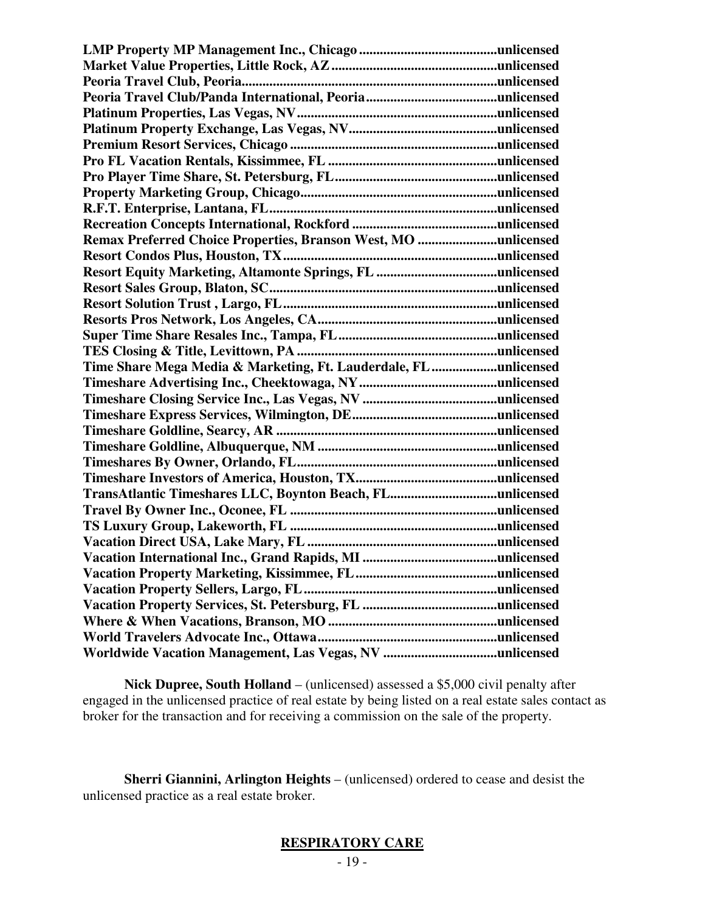**LMP Property MP Management Inc., Chicago........................................unlicensed**
**Market Value Properties, Little Rock, AZ................................................unlicensed**
**Peoria Travel Club, Peoria..........................................................................unlicensed**
**Peoria Travel Club/Panda International, Peoria......................................unlicensed**
**Platinum Properties, Las Vegas, NV..........................................................unlicensed**
**Platinum Property Exchange, Las Vegas, NV...........................................unlicensed**
**Premium Resort Services, Chicago............................................................unlicensed**
**Pro FL Vacation Rentals, Kissimmee, FL.................................................unlicensed**
**Pro Player Time Share, St. Petersburg, FL...............................................unlicensed**
**Property Marketing Group, Chicago.........................................................unlicensed**
**R.F.T. Enterprise, Lantana, FL..................................................................unlicensed**
**Recreation Concepts International, Rockford..........................................unlicensed**
**Remax Preferred Choice Properties, Branson West, MO.......................unlicensed**
**Resort Condos Plus, Houston, TX.............................................................unlicensed**
**Resort Equity Marketing, Altamonte Springs, FL..................................unlicensed**
**Resort Sales Group, Blaton, SC..................................................................unlicensed**
**Resort Solution Trust , Largo, FL..............................................................unlicensed**
**Resorts Pros Network, Los Angeles, CA....................................................unlicensed**
**Super Time Share Resales Inc., Tampa, FL..............................................unlicensed**
**TES Closing & Title, Levittown, PA..........................................................unlicensed**
**Time Share Mega Media & Marketing, Ft. Lauderdale, FL..................unlicensed**
**Timeshare Advertising Inc., Cheektowaga, NY........................................unlicensed**
**Timeshare Closing Service Inc., Las Vegas, NV.......................................unlicensed**
**Timeshare Express Services, Wilmington, DE..........................................unlicensed**
**Timeshare Goldline, Searcy, AR................................................................unlicensed**
**Timeshare Goldline, Albuquerque, NM....................................................unlicensed**
**Timeshares By Owner, Orlando, FL..........................................................unlicensed**
**Timeshare Investors of America, Houston, TX.........................................unlicensed**
**TransAtlantic Timeshares LLC, Boynton Beach, FL...............................unlicensed**
**Travel By Owner Inc., Oconee, FL............................................................unlicensed**
**TS Luxury Group, Lakeworth, FL............................................................unlicensed**
**Vacation Direct USA, Lake Mary, FL.......................................................unlicensed**
**Vacation International Inc., Grand Rapids, MI.......................................unlicensed**
**Vacation Property Marketing, Kissimmee, FL.........................................unlicensed**
**Vacation Property Sellers, Largo, FL........................................................unlicensed**
**Vacation Property Services, St. Petersburg, FL.......................................unlicensed**
**Where & When Vacations, Branson, MO.................................................unlicensed**
**World Travelers Advocate Inc., Ottawa...................................................unlicensed**
**Worldwide Vacation Management, Las Vegas, NV.................................unlicensed**

**Nick Dupree, South Holland** – (unlicensed) assessed a $5,000 civil penalty after engaged in the unlicensed practice of real estate by being listed on a real estate sales contact as broker for the transaction and for receiving a commission on the sale of the property.

**Sherri Giannini, Arlington Heights** – (unlicensed) ordered to cease and desist the unlicensed practice as a real estate broker.

## RESPIRATORY CARE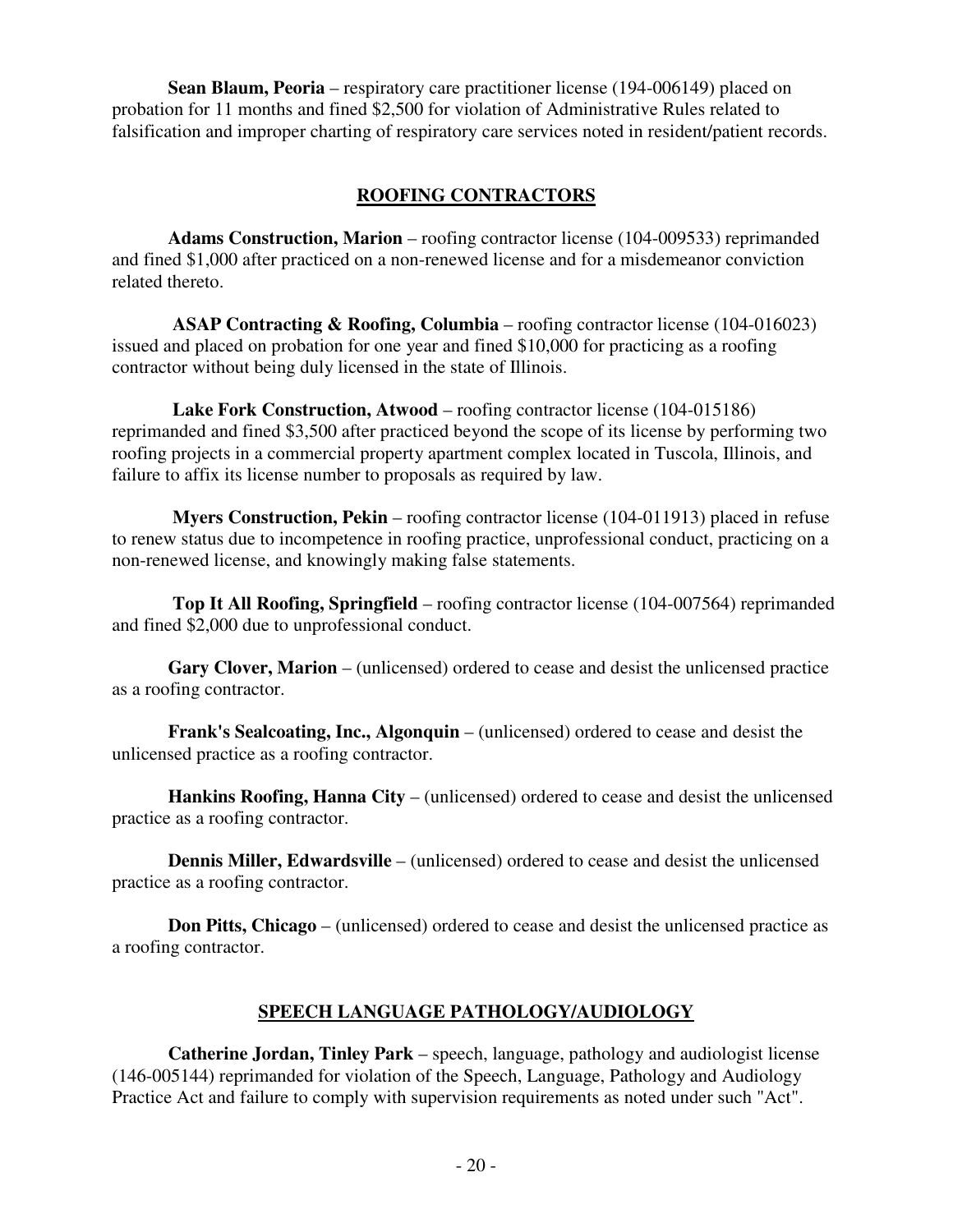**Sean Blaum, Peoria** – respiratory care practitioner license (194-006149) placed on probation for 11 months and fined $2,500 for violation of Administrative Rules related to falsification and improper charting of respiratory care services noted in resident/patient records.

## ROOFING CONTRACTORS

**Adams Construction, Marion** – roofing contractor license (104-009533) reprimanded and fined $1,000 after practiced on a non-renewed license and for a misdemeanor conviction related thereto.

**ASAP Contracting & Roofing, Columbia** – roofing contractor license (104-016023) issued and placed on probation for one year and fined $10,000 for practicing as a roofing contractor without being duly licensed in the state of Illinois.

**Lake Fork Construction, Atwood** – roofing contractor license (104-015186) reprimanded and fined $3,500 after practiced beyond the scope of its license by performing two roofing projects in a commercial property apartment complex located in Tuscola, Illinois, and failure to affix its license number to proposals as required by law.

**Myers Construction, Pekin** – roofing contractor license (104-011913) placed in refuse to renew status due to incompetence in roofing practice, unprofessional conduct, practicing on a non-renewed license, and knowingly making false statements.

**Top It All Roofing, Springfield** – roofing contractor license (104-007564) reprimanded and fined $2,000 due to unprofessional conduct.

**Gary Clover, Marion** – (unlicensed) ordered to cease and desist the unlicensed practice as a roofing contractor.

**Frank's Sealcoating, Inc., Algonquin** – (unlicensed) ordered to cease and desist the unlicensed practice as a roofing contractor.

**Hankins Roofing, Hanna City** – (unlicensed) ordered to cease and desist the unlicensed practice as a roofing contractor.

**Dennis Miller, Edwardsville** – (unlicensed) ordered to cease and desist the unlicensed practice as a roofing contractor.

**Don Pitts, Chicago** – (unlicensed) ordered to cease and desist the unlicensed practice as a roofing contractor.

## SPEECH LANGUAGE PATHOLOGY/AUDIOLOGY

**Catherine Jordan, Tinley Park** – speech, language, pathology and audiologist license (146-005144) reprimanded for violation of the Speech, Language, Pathology and Audiology Practice Act and failure to comply with supervision requirements as noted under such "Act".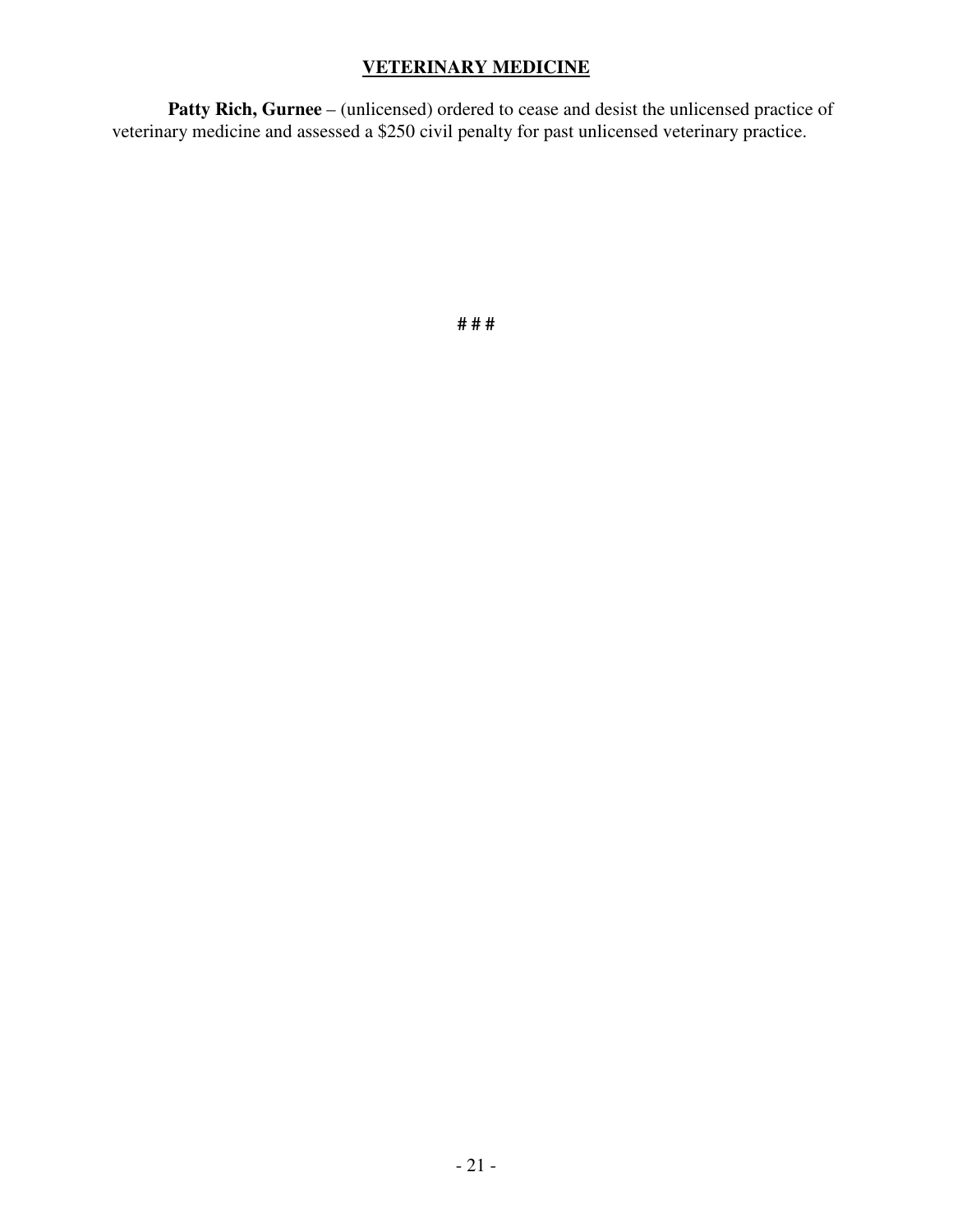## VETERINARY MEDICINE

**Patty Rich, Gurnee** – (unlicensed) ordered to cease and desist the unlicensed practice of veterinary medicine and assessed a $250 civil penalty for past unlicensed veterinary practice.

# # #